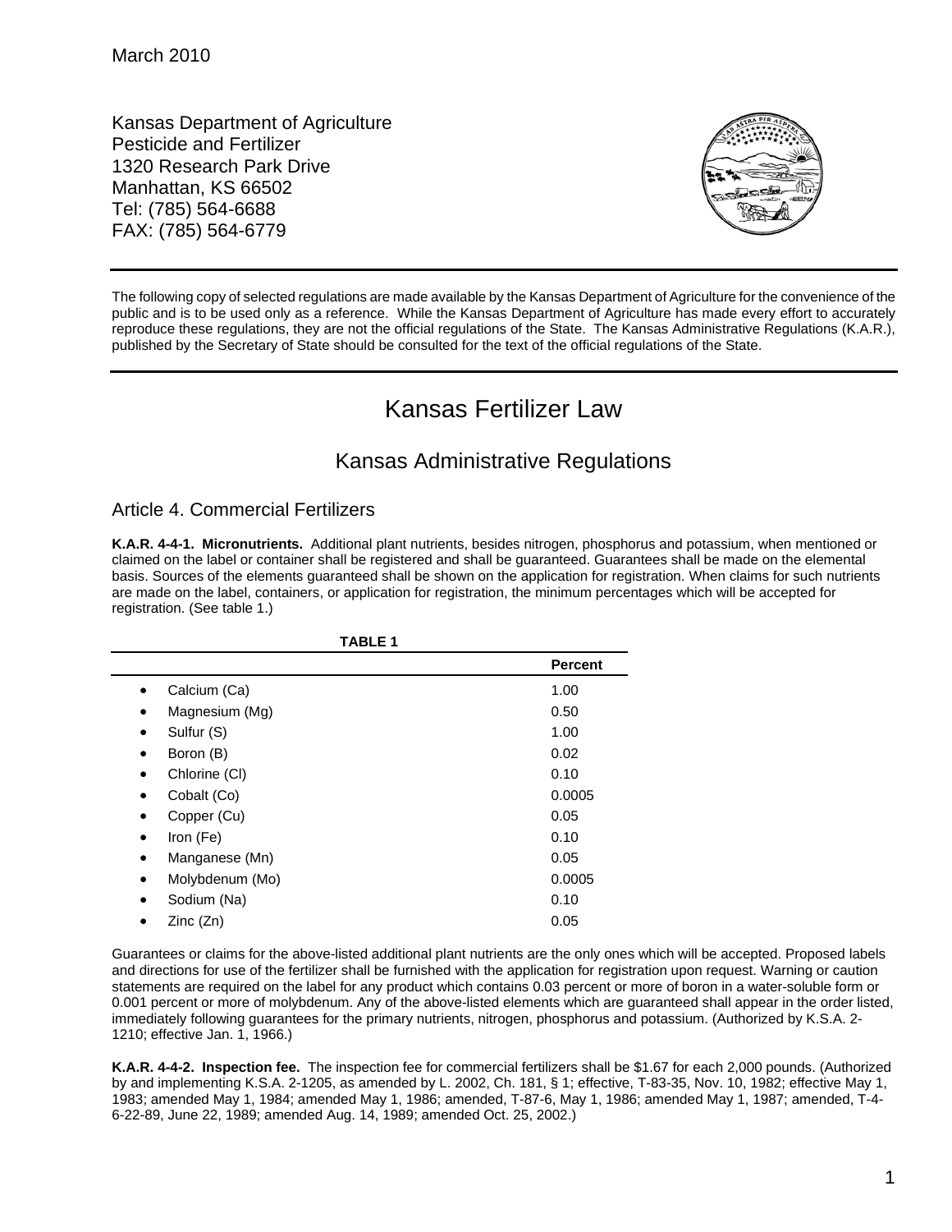March 2010

Kansas Department of Agriculture
Pesticide and Fertilizer
1320 Research Park Drive
Manhattan, KS 66502
Tel: (785) 564-6688
FAX: (785) 564-6779

---

The following copy of selected regulations are made available by the Kansas Department of Agriculture for the convenience of the public and is to be used only as a reference. While the Kansas Department of Agriculture has made every effort to accurately reproduce these regulations, they are not the official regulations of the State. The Kansas Administrative Regulations (K.A.R.), published by the Secretary of State should be consulted for the text of the official regulations of the State.

---

# Kansas Fertilizer Law

## Kansas Administrative Regulations

### Article 4. Commercial Fertilizers

**K.A.R. 4-4-1. Micronutrients.** Additional plant nutrients, besides nitrogen, phosphorus and potassium, when mentioned or claimed on the label or container shall be registered and shall be guaranteed. Guarantees shall be made on the elemental basis. Sources of the elements guaranteed shall be shown on the application for registration. When claims for such nutrients are made on the label, containers, or application for registration, the minimum percentages which will be accepted for registration. (See table 1.)

**TABLE 1**

| | Percent |
|---|---|
| • Calcium (Ca) | 1.00 |
| • Magnesium (Mg) | 0.50 |
| • Sulfur (S) | 1.00 |
| • Boron (B) | 0.02 |
| • Chlorine (Cl) | 0.10 |
| • Cobalt (Co) | 0.0005 |
| • Copper (Cu) | 0.05 |
| • Iron (Fe) | 0.10 |
| • Manganese (Mn) | 0.05 |
| • Molybdenum (Mo) | 0.0005 |
| • Sodium (Na) | 0.10 |
| • Zinc (Zn) | 0.05 |

Guarantees or claims for the above-listed additional plant nutrients are the only ones which will be accepted. Proposed labels and directions for use of the fertilizer shall be furnished with the application for registration upon request. Warning or caution statements are required on the label for any product which contains 0.03 percent or more of boron in a water-soluble form or 0.001 percent or more of molybdenum. Any of the above-listed elements which are guaranteed shall appear in the order listed, immediately following guarantees for the primary nutrients, nitrogen, phosphorus and potassium. (Authorized by K.S.A. 2-1210; effective Jan. 1, 1966.)

**K.A.R. 4-4-2. Inspection fee.** The inspection fee for commercial fertilizers shall be $1.67 for each 2,000 pounds. (Authorized by and implementing K.S.A. 2-1205, as amended by L. 2002, Ch. 181, § 1; effective, T-83-35, Nov. 10, 1982; effective May 1, 1983; amended May 1, 1984; amended May 1, 1986; amended, T-87-6, May 1, 1986; amended May 1, 1987; amended, T-4-6-22-89, June 22, 1989; amended Aug. 14, 1989; amended Oct. 25, 2002.)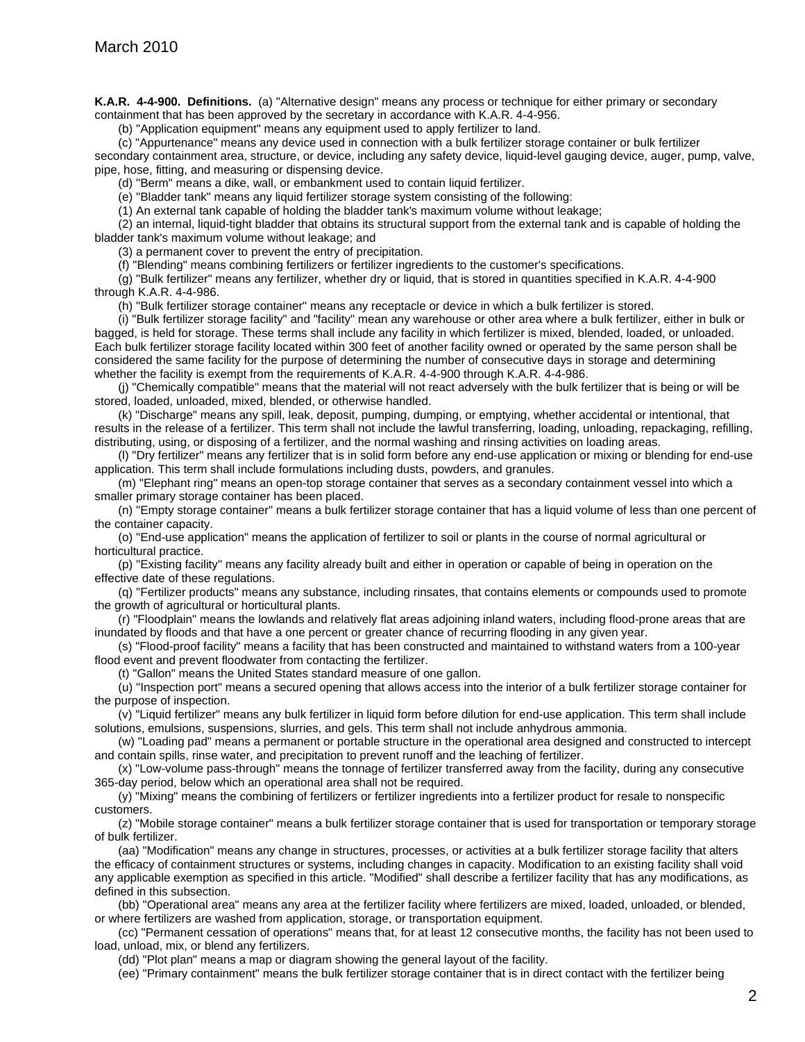**K.A.R. 4-4-900. Definitions.** (a) "Alternative design" means any process or technique for either primary or secondary containment that has been approved by the secretary in accordance with K.A.R. 4-4-956.

(b) "Application equipment" means any equipment used to apply fertilizer to land.

(c) "Appurtenance" means any device used in connection with a bulk fertilizer storage container or bulk fertilizer secondary containment area, structure, or device, including any safety device, liquid-level gauging device, auger, pump, valve, pipe, hose, fitting, and measuring or dispensing device.

(d) "Berm" means a dike, wall, or embankment used to contain liquid fertilizer.

(e) "Bladder tank" means any liquid fertilizer storage system consisting of the following:

(1) An external tank capable of holding the bladder tank's maximum volume without leakage;

(2) an internal, liquid-tight bladder that obtains its structural support from the external tank and is capable of holding the bladder tank's maximum volume without leakage; and

(3) a permanent cover to prevent the entry of precipitation.

(f) "Blending" means combining fertilizers or fertilizer ingredients to the customer's specifications.

(g) "Bulk fertilizer" means any fertilizer, whether dry or liquid, that is stored in quantities specified in K.A.R. 4-4-900 through K.A.R. 4-4-986.

(h) "Bulk fertilizer storage container" means any receptacle or device in which a bulk fertilizer is stored.

(i) "Bulk fertilizer storage facility" and "facility" mean any warehouse or other area where a bulk fertilizer, either in bulk or bagged, is held for storage. These terms shall include any facility in which fertilizer is mixed, blended, loaded, or unloaded. Each bulk fertilizer storage facility located within 300 feet of another facility owned or operated by the same person shall be considered the same facility for the purpose of determining the number of consecutive days in storage and determining whether the facility is exempt from the requirements of K.A.R. 4-4-900 through K.A.R. 4-4-986.

(j) "Chemically compatible" means that the material will not react adversely with the bulk fertilizer that is being or will be stored, loaded, unloaded, mixed, blended, or otherwise handled.

(k) "Discharge" means any spill, leak, deposit, pumping, dumping, or emptying, whether accidental or intentional, that results in the release of a fertilizer. This term shall not include the lawful transferring, loading, unloading, repackaging, refilling, distributing, using, or disposing of a fertilizer, and the normal washing and rinsing activities on loading areas.

(l) "Dry fertilizer" means any fertilizer that is in solid form before any end-use application or mixing or blending for end-use application. This term shall include formulations including dusts, powders, and granules.

(m) "Elephant ring" means an open-top storage container that serves as a secondary containment vessel into which a smaller primary storage container has been placed.

(n) "Empty storage container" means a bulk fertilizer storage container that has a liquid volume of less than one percent of the container capacity.

(o) "End-use application" means the application of fertilizer to soil or plants in the course of normal agricultural or horticultural practice.

(p) "Existing facility" means any facility already built and either in operation or capable of being in operation on the effective date of these regulations.

(q) "Fertilizer products" means any substance, including rinsates, that contains elements or compounds used to promote the growth of agricultural or horticultural plants.

(r) "Floodplain" means the lowlands and relatively flat areas adjoining inland waters, including flood-prone areas that are inundated by floods and that have a one percent or greater chance of recurring flooding in any given year.

(s) "Flood-proof facility" means a facility that has been constructed and maintained to withstand waters from a 100-year flood event and prevent floodwater from contacting the fertilizer.

(t) "Gallon" means the United States standard measure of one gallon.

(u) "Inspection port" means a secured opening that allows access into the interior of a bulk fertilizer storage container for the purpose of inspection.

(v) "Liquid fertilizer" means any bulk fertilizer in liquid form before dilution for end-use application. This term shall include solutions, emulsions, suspensions, slurries, and gels. This term shall not include anhydrous ammonia.

(w) "Loading pad" means a permanent or portable structure in the operational area designed and constructed to intercept and contain spills, rinse water, and precipitation to prevent runoff and the leaching of fertilizer.

(x) "Low-volume pass-through" means the tonnage of fertilizer transferred away from the facility, during any consecutive 365-day period, below which an operational area shall not be required.

(y) "Mixing" means the combining of fertilizers or fertilizer ingredients into a fertilizer product for resale to nonspecific customers.

(z) "Mobile storage container" means a bulk fertilizer storage container that is used for transportation or temporary storage of bulk fertilizer.

(aa) "Modification" means any change in structures, processes, or activities at a bulk fertilizer storage facility that alters the efficacy of containment structures or systems, including changes in capacity. Modification to an existing facility shall void any applicable exemption as specified in this article. "Modified" shall describe a fertilizer facility that has any modifications, as defined in this subsection.

(bb) "Operational area" means any area at the fertilizer facility where fertilizers are mixed, loaded, unloaded, or blended, or where fertilizers are washed from application, storage, or transportation equipment.

(cc) "Permanent cessation of operations" means that, for at least 12 consecutive months, the facility has not been used to load, unload, mix, or blend any fertilizers.

(dd) "Plot plan" means a map or diagram showing the general layout of the facility.

(ee) "Primary containment" means the bulk fertilizer storage container that is in direct contact with the fertilizer being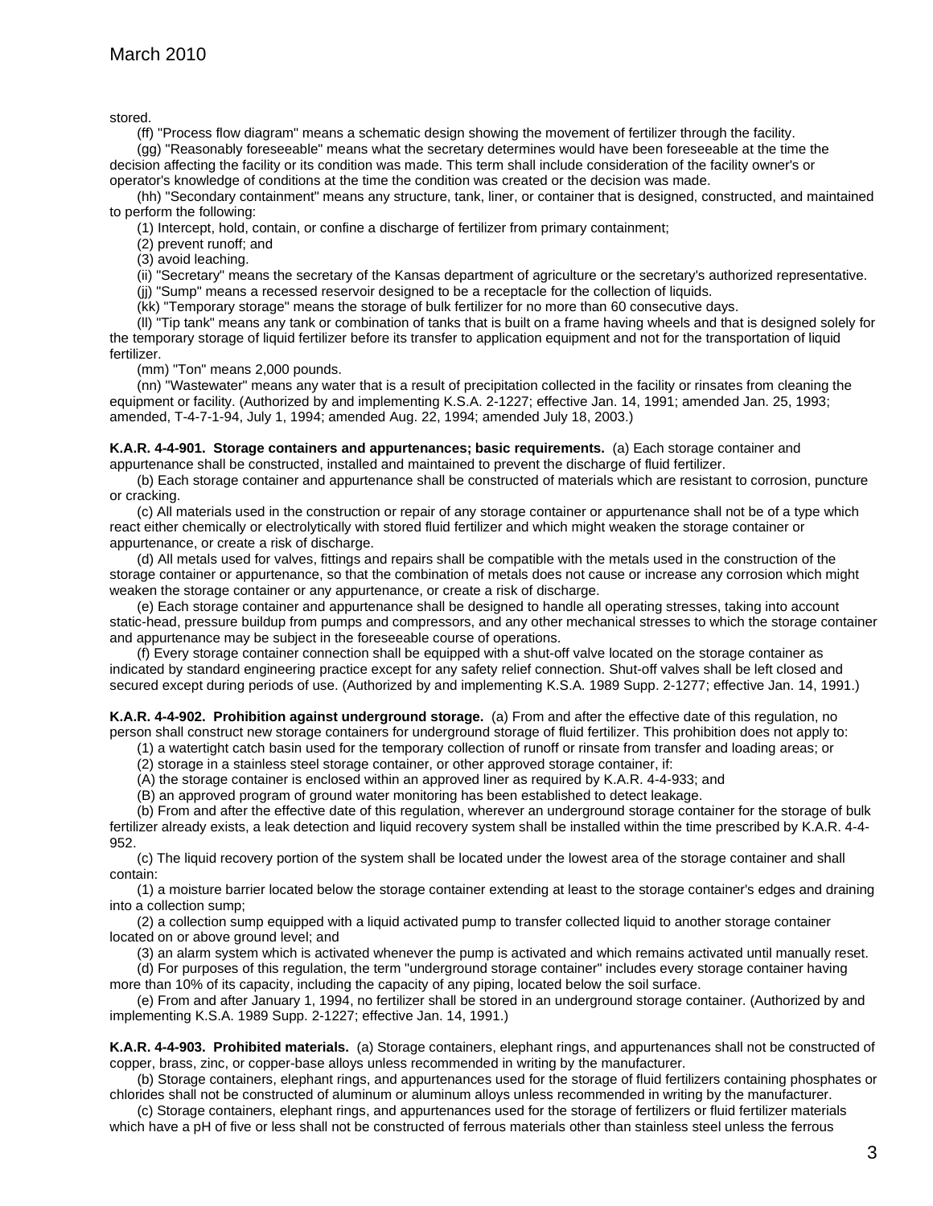stored.

(ff) "Process flow diagram" means a schematic design showing the movement of fertilizer through the facility.

(gg) "Reasonably foreseeable" means what the secretary determines would have been foreseeable at the time the decision affecting the facility or its condition was made. This term shall include consideration of the facility owner's or operator's knowledge of conditions at the time the condition was created or the decision was made.

(hh) "Secondary containment" means any structure, tank, liner, or container that is designed, constructed, and maintained to perform the following:

(1) Intercept, hold, contain, or confine a discharge of fertilizer from primary containment;

(2) prevent runoff; and

(3) avoid leaching.

(ii) "Secretary" means the secretary of the Kansas department of agriculture or the secretary's authorized representative.

(jj) "Sump" means a recessed reservoir designed to be a receptacle for the collection of liquids.

(kk) "Temporary storage" means the storage of bulk fertilizer for no more than 60 consecutive days.

(ll) "Tip tank" means any tank or combination of tanks that is built on a frame having wheels and that is designed solely for the temporary storage of liquid fertilizer before its transfer to application equipment and not for the transportation of liquid fertilizer.

(mm) "Ton" means 2,000 pounds.

(nn) "Wastewater" means any water that is a result of precipitation collected in the facility or rinsates from cleaning the equipment or facility. (Authorized by and implementing K.S.A. 2-1227; effective Jan. 14, 1991; amended Jan. 25, 1993; amended, T-4-7-1-94, July 1, 1994; amended Aug. 22, 1994; amended July 18, 2003.)

**K.A.R. 4-4-901. Storage containers and appurtenances; basic requirements.** (a) Each storage container and appurtenance shall be constructed, installed and maintained to prevent the discharge of fluid fertilizer.

(b) Each storage container and appurtenance shall be constructed of materials which are resistant to corrosion, puncture or cracking.

(c) All materials used in the construction or repair of any storage container or appurtenance shall not be of a type which react either chemically or electrolytically with stored fluid fertilizer and which might weaken the storage container or appurtenance, or create a risk of discharge.

(d) All metals used for valves, fittings and repairs shall be compatible with the metals used in the construction of the storage container or appurtenance, so that the combination of metals does not cause or increase any corrosion which might weaken the storage container or any appurtenance, or create a risk of discharge.

(e) Each storage container and appurtenance shall be designed to handle all operating stresses, taking into account static-head, pressure buildup from pumps and compressors, and any other mechanical stresses to which the storage container and appurtenance may be subject in the foreseeable course of operations.

(f) Every storage container connection shall be equipped with a shut-off valve located on the storage container as indicated by standard engineering practice except for any safety relief connection. Shut-off valves shall be left closed and secured except during periods of use. (Authorized by and implementing K.S.A. 1989 Supp. 2-1277; effective Jan. 14, 1991.)

**K.A.R. 4-4-902. Prohibition against underground storage.** (a) From and after the effective date of this regulation, no person shall construct new storage containers for underground storage of fluid fertilizer. This prohibition does not apply to:

(1) a watertight catch basin used for the temporary collection of runoff or rinsate from transfer and loading areas; or

(2) storage in a stainless steel storage container, or other approved storage container, if:

(A) the storage container is enclosed within an approved liner as required by K.A.R. 4-4-933; and

(B) an approved program of ground water monitoring has been established to detect leakage.

(b) From and after the effective date of this regulation, wherever an underground storage container for the storage of bulk fertilizer already exists, a leak detection and liquid recovery system shall be installed within the time prescribed by K.A.R. 4-4-952.

(c) The liquid recovery portion of the system shall be located under the lowest area of the storage container and shall contain:

(1) a moisture barrier located below the storage container extending at least to the storage container's edges and draining into a collection sump;

(2) a collection sump equipped with a liquid activated pump to transfer collected liquid to another storage container located on or above ground level; and

(3) an alarm system which is activated whenever the pump is activated and which remains activated until manually reset.

(d) For purposes of this regulation, the term "underground storage container" includes every storage container having more than 10% of its capacity, including the capacity of any piping, located below the soil surface.

(e) From and after January 1, 1994, no fertilizer shall be stored in an underground storage container. (Authorized by and implementing K.S.A. 1989 Supp. 2-1227; effective Jan. 14, 1991.)

**K.A.R. 4-4-903. Prohibited materials.** (a) Storage containers, elephant rings, and appurtenances shall not be constructed of copper, brass, zinc, or copper-base alloys unless recommended in writing by the manufacturer.

(b) Storage containers, elephant rings, and appurtenances used for the storage of fluid fertilizers containing phosphates or chlorides shall not be constructed of aluminum or aluminum alloys unless recommended in writing by the manufacturer.

(c) Storage containers, elephant rings, and appurtenances used for the storage of fertilizers or fluid fertilizer materials which have a pH of five or less shall not be constructed of ferrous materials other than stainless steel unless the ferrous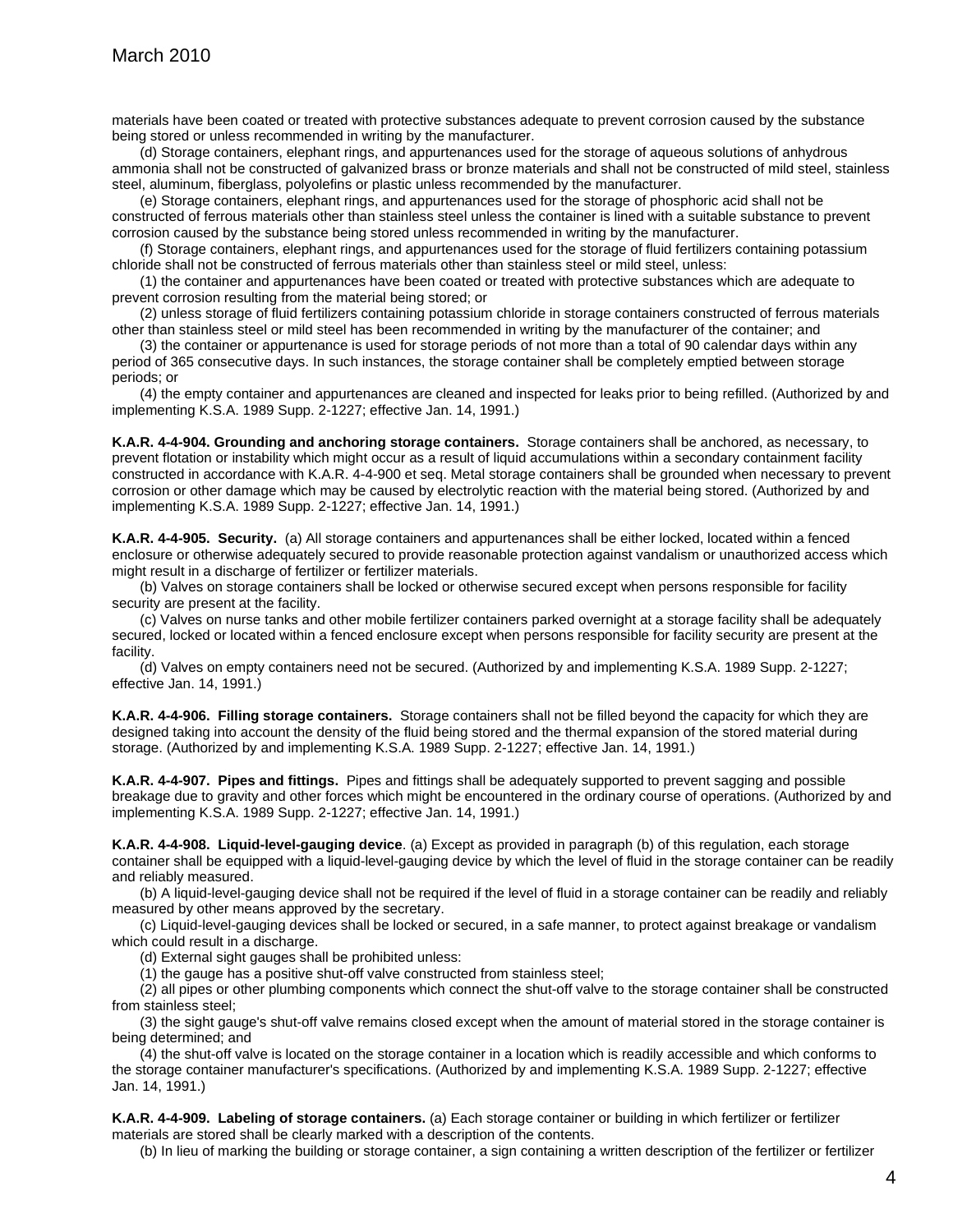materials have been coated or treated with protective substances adequate to prevent corrosion caused by the substance being stored or unless recommended in writing by the manufacturer.

(d) Storage containers, elephant rings, and appurtenances used for the storage of aqueous solutions of anhydrous ammonia shall not be constructed of galvanized brass or bronze materials and shall not be constructed of mild steel, stainless steel, aluminum, fiberglass, polyolefins or plastic unless recommended by the manufacturer.

(e) Storage containers, elephant rings, and appurtenances used for the storage of phosphoric acid shall not be constructed of ferrous materials other than stainless steel unless the container is lined with a suitable substance to prevent corrosion caused by the substance being stored unless recommended in writing by the manufacturer.

(f) Storage containers, elephant rings, and appurtenances used for the storage of fluid fertilizers containing potassium chloride shall not be constructed of ferrous materials other than stainless steel or mild steel, unless:

(1) the container and appurtenances have been coated or treated with protective substances which are adequate to prevent corrosion resulting from the material being stored; or

(2) unless storage of fluid fertilizers containing potassium chloride in storage containers constructed of ferrous materials other than stainless steel or mild steel has been recommended in writing by the manufacturer of the container; and

(3) the container or appurtenance is used for storage periods of not more than a total of 90 calendar days within any period of 365 consecutive days. In such instances, the storage container shall be completely emptied between storage periods; or

(4) the empty container and appurtenances are cleaned and inspected for leaks prior to being refilled. (Authorized by and implementing K.S.A. 1989 Supp. 2-1227; effective Jan. 14, 1991.)

**K.A.R. 4-4-904. Grounding and anchoring storage containers.** Storage containers shall be anchored, as necessary, to prevent flotation or instability which might occur as a result of liquid accumulations within a secondary containment facility constructed in accordance with K.A.R. 4-4-900 et seq. Metal storage containers shall be grounded when necessary to prevent corrosion or other damage which may be caused by electrolytic reaction with the material being stored. (Authorized by and implementing K.S.A. 1989 Supp. 2-1227; effective Jan. 14, 1991.)

**K.A.R. 4-4-905. Security.** (a) All storage containers and appurtenances shall be either locked, located within a fenced enclosure or otherwise adequately secured to provide reasonable protection against vandalism or unauthorized access which might result in a discharge of fertilizer or fertilizer materials.

(b) Valves on storage containers shall be locked or otherwise secured except when persons responsible for facility security are present at the facility.

(c) Valves on nurse tanks and other mobile fertilizer containers parked overnight at a storage facility shall be adequately secured, locked or located within a fenced enclosure except when persons responsible for facility security are present at the facility.

(d) Valves on empty containers need not be secured. (Authorized by and implementing K.S.A. 1989 Supp. 2-1227; effective Jan. 14, 1991.)

**K.A.R. 4-4-906. Filling storage containers.** Storage containers shall not be filled beyond the capacity for which they are designed taking into account the density of the fluid being stored and the thermal expansion of the stored material during storage. (Authorized by and implementing K.S.A. 1989 Supp. 2-1227; effective Jan. 14, 1991.)

**K.A.R. 4-4-907. Pipes and fittings.** Pipes and fittings shall be adequately supported to prevent sagging and possible breakage due to gravity and other forces which might be encountered in the ordinary course of operations. (Authorized by and implementing K.S.A. 1989 Supp. 2-1227; effective Jan. 14, 1991.)

**K.A.R. 4-4-908. Liquid-level-gauging device**. (a) Except as provided in paragraph (b) of this regulation, each storage container shall be equipped with a liquid-level-gauging device by which the level of fluid in the storage container can be readily and reliably measured.

(b) A liquid-level-gauging device shall not be required if the level of fluid in a storage container can be readily and reliably measured by other means approved by the secretary.

(c) Liquid-level-gauging devices shall be locked or secured, in a safe manner, to protect against breakage or vandalism which could result in a discharge.

(d) External sight gauges shall be prohibited unless:

(1) the gauge has a positive shut-off valve constructed from stainless steel;

(2) all pipes or other plumbing components which connect the shut-off valve to the storage container shall be constructed from stainless steel;

(3) the sight gauge's shut-off valve remains closed except when the amount of material stored in the storage container is being determined; and

(4) the shut-off valve is located on the storage container in a location which is readily accessible and which conforms to the storage container manufacturer's specifications. (Authorized by and implementing K.S.A. 1989 Supp. 2-1227; effective Jan. 14, 1991.)

**K.A.R. 4-4-909. Labeling of storage containers.** (a) Each storage container or building in which fertilizer or fertilizer materials are stored shall be clearly marked with a description of the contents.

(b) In lieu of marking the building or storage container, a sign containing a written description of the fertilizer or fertilizer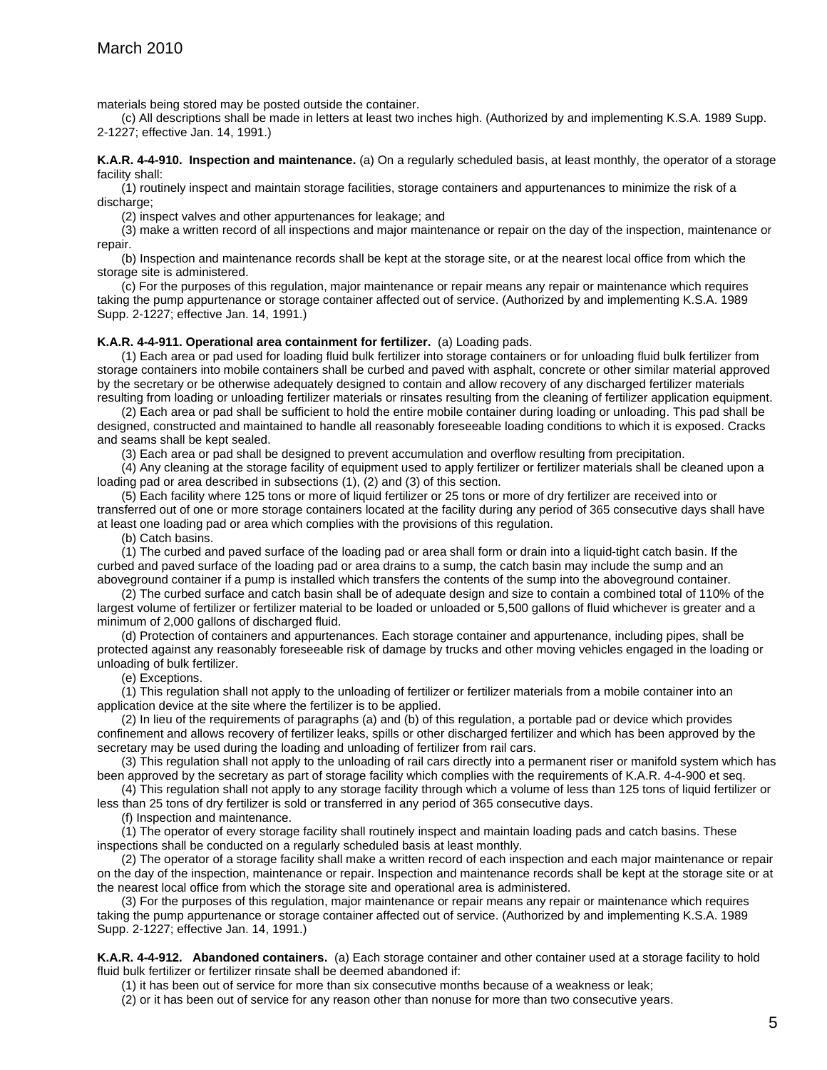materials being stored may be posted outside the container.

(c) All descriptions shall be made in letters at least two inches high. (Authorized by and implementing K.S.A. 1989 Supp. 2-1227; effective Jan. 14, 1991.)

**K.A.R. 4-4-910. Inspection and maintenance.** (a) On a regularly scheduled basis, at least monthly, the operator of a storage facility shall:

(1) routinely inspect and maintain storage facilities, storage containers and appurtenances to minimize the risk of a discharge;

(2) inspect valves and other appurtenances for leakage; and

(3) make a written record of all inspections and major maintenance or repair on the day of the inspection, maintenance or repair.

(b) Inspection and maintenance records shall be kept at the storage site, or at the nearest local office from which the storage site is administered.

(c) For the purposes of this regulation, major maintenance or repair means any repair or maintenance which requires taking the pump appurtenance or storage container affected out of service. (Authorized by and implementing K.S.A. 1989 Supp. 2-1227; effective Jan. 14, 1991.)

**K.A.R. 4-4-911. Operational area containment for fertilizer.** (a) Loading pads.

(1) Each area or pad used for loading fluid bulk fertilizer into storage containers or for unloading fluid bulk fertilizer from storage containers into mobile containers shall be curbed and paved with asphalt, concrete or other similar material approved by the secretary or be otherwise adequately designed to contain and allow recovery of any discharged fertilizer materials resulting from loading or unloading fertilizer materials or rinsates resulting from the cleaning of fertilizer application equipment.

(2) Each area or pad shall be sufficient to hold the entire mobile container during loading or unloading. This pad shall be designed, constructed and maintained to handle all reasonably foreseeable loading conditions to which it is exposed. Cracks and seams shall be kept sealed.

(3) Each area or pad shall be designed to prevent accumulation and overflow resulting from precipitation.

(4) Any cleaning at the storage facility of equipment used to apply fertilizer or fertilizer materials shall be cleaned upon a loading pad or area described in subsections (1), (2) and (3) of this section.

(5) Each facility where 125 tons or more of liquid fertilizer or 25 tons or more of dry fertilizer are received into or transferred out of one or more storage containers located at the facility during any period of 365 consecutive days shall have at least one loading pad or area which complies with the provisions of this regulation.

(b) Catch basins.

(1) The curbed and paved surface of the loading pad or area shall form or drain into a liquid-tight catch basin. If the curbed and paved surface of the loading pad or area drains to a sump, the catch basin may include the sump and an aboveground container if a pump is installed which transfers the contents of the sump into the aboveground container.

(2) The curbed surface and catch basin shall be of adequate design and size to contain a combined total of 110% of the largest volume of fertilizer or fertilizer material to be loaded or unloaded or 5,500 gallons of fluid whichever is greater and a minimum of 2,000 gallons of discharged fluid.

(d) Protection of containers and appurtenances. Each storage container and appurtenance, including pipes, shall be protected against any reasonably foreseeable risk of damage by trucks and other moving vehicles engaged in the loading or unloading of bulk fertilizer.

(e) Exceptions.

(1) This regulation shall not apply to the unloading of fertilizer or fertilizer materials from a mobile container into an application device at the site where the fertilizer is to be applied.

(2) In lieu of the requirements of paragraphs (a) and (b) of this regulation, a portable pad or device which provides confinement and allows recovery of fertilizer leaks, spills or other discharged fertilizer and which has been approved by the secretary may be used during the loading and unloading of fertilizer from rail cars.

(3) This regulation shall not apply to the unloading of rail cars directly into a permanent riser or manifold system which has been approved by the secretary as part of storage facility which complies with the requirements of K.A.R. 4-4-900 et seq.

(4) This regulation shall not apply to any storage facility through which a volume of less than 125 tons of liquid fertilizer or less than 25 tons of dry fertilizer is sold or transferred in any period of 365 consecutive days.

(f) Inspection and maintenance.

(1) The operator of every storage facility shall routinely inspect and maintain loading pads and catch basins. These inspections shall be conducted on a regularly scheduled basis at least monthly.

(2) The operator of a storage facility shall make a written record of each inspection and each major maintenance or repair on the day of the inspection, maintenance or repair. Inspection and maintenance records shall be kept at the storage site or at the nearest local office from which the storage site and operational area is administered.

(3) For the purposes of this regulation, major maintenance or repair means any repair or maintenance which requires taking the pump appurtenance or storage container affected out of service. (Authorized by and implementing K.S.A. 1989 Supp. 2-1227; effective Jan. 14, 1991.)

**K.A.R. 4-4-912. Abandoned containers.** (a) Each storage container and other container used at a storage facility to hold fluid bulk fertilizer or fertilizer rinsate shall be deemed abandoned if:

(1) it has been out of service for more than six consecutive months because of a weakness or leak;

(2) or it has been out of service for any reason other than nonuse for more than two consecutive years.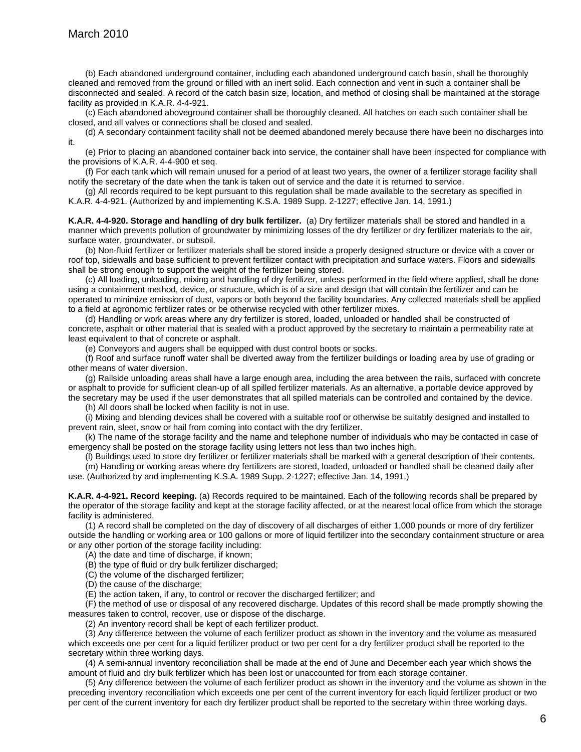(b) Each abandoned underground container, including each abandoned underground catch basin, shall be thoroughly cleaned and removed from the ground or filled with an inert solid. Each connection and vent in such a container shall be disconnected and sealed. A record of the catch basin size, location, and method of closing shall be maintained at the storage facility as provided in K.A.R. 4-4-921.

(c) Each abandoned aboveground container shall be thoroughly cleaned. All hatches on each such container shall be closed, and all valves or connections shall be closed and sealed.

(d) A secondary containment facility shall not be deemed abandoned merely because there have been no discharges into it.

(e) Prior to placing an abandoned container back into service, the container shall have been inspected for compliance with the provisions of K.A.R. 4-4-900 et seq.

(f) For each tank which will remain unused for a period of at least two years, the owner of a fertilizer storage facility shall notify the secretary of the date when the tank is taken out of service and the date it is returned to service.

(g) All records required to be kept pursuant to this regulation shall be made available to the secretary as specified in K.A.R. 4-4-921. (Authorized by and implementing K.S.A. 1989 Supp. 2-1227; effective Jan. 14, 1991.)

**K.A.R. 4-4-920. Storage and handling of dry bulk fertilizer.** (a) Dry fertilizer materials shall be stored and handled in a manner which prevents pollution of groundwater by minimizing losses of the dry fertilizer or dry fertilizer materials to the air, surface water, groundwater, or subsoil.

(b) Non-fluid fertilizer or fertilizer materials shall be stored inside a properly designed structure or device with a cover or roof top, sidewalls and base sufficient to prevent fertilizer contact with precipitation and surface waters. Floors and sidewalls shall be strong enough to support the weight of the fertilizer being stored.

(c) All loading, unloading, mixing and handling of dry fertilizer, unless performed in the field where applied, shall be done using a containment method, device, or structure, which is of a size and design that will contain the fertilizer and can be operated to minimize emission of dust, vapors or both beyond the facility boundaries. Any collected materials shall be applied to a field at agronomic fertilizer rates or be otherwise recycled with other fertilizer mixes.

(d) Handling or work areas where any dry fertilizer is stored, loaded, unloaded or handled shall be constructed of concrete, asphalt or other material that is sealed with a product approved by the secretary to maintain a permeability rate at least equivalent to that of concrete or asphalt.

(e) Conveyors and augers shall be equipped with dust control boots or socks.

(f) Roof and surface runoff water shall be diverted away from the fertilizer buildings or loading area by use of grading or other means of water diversion.

(g) Railside unloading areas shall have a large enough area, including the area between the rails, surfaced with concrete or asphalt to provide for sufficient clean-up of all spilled fertilizer materials. As an alternative, a portable device approved by the secretary may be used if the user demonstrates that all spilled materials can be controlled and contained by the device.

(h) All doors shall be locked when facility is not in use.

(i) Mixing and blending devices shall be covered with a suitable roof or otherwise be suitably designed and installed to prevent rain, sleet, snow or hail from coming into contact with the dry fertilizer.

(k) The name of the storage facility and the name and telephone number of individuals who may be contacted in case of emergency shall be posted on the storage facility using letters not less than two inches high.

(l) Buildings used to store dry fertilizer or fertilizer materials shall be marked with a general description of their contents.

(m) Handling or working areas where dry fertilizers are stored, loaded, unloaded or handled shall be cleaned daily after use. (Authorized by and implementing K.S.A. 1989 Supp. 2-1227; effective Jan. 14, 1991.)

**K.A.R. 4-4-921. Record keeping.** (a) Records required to be maintained. Each of the following records shall be prepared by the operator of the storage facility and kept at the storage facility affected, or at the nearest local office from which the storage facility is administered.

(1) A record shall be completed on the day of discovery of all discharges of either 1,000 pounds or more of dry fertilizer outside the handling or working area or 100 gallons or more of liquid fertilizer into the secondary containment structure or area or any other portion of the storage facility including:

(A) the date and time of discharge, if known;

(B) the type of fluid or dry bulk fertilizer discharged;

(C) the volume of the discharged fertilizer;

(D) the cause of the discharge;

(E) the action taken, if any, to control or recover the discharged fertilizer; and

(F) the method of use or disposal of any recovered discharge. Updates of this record shall be made promptly showing the measures taken to control, recover, use or dispose of the discharge.

(2) An inventory record shall be kept of each fertilizer product.

(3) Any difference between the volume of each fertilizer product as shown in the inventory and the volume as measured which exceeds one per cent for a liquid fertilizer product or two per cent for a dry fertilizer product shall be reported to the secretary within three working days.

(4) A semi-annual inventory reconciliation shall be made at the end of June and December each year which shows the amount of fluid and dry bulk fertilizer which has been lost or unaccounted for from each storage container.

(5) Any difference between the volume of each fertilizer product as shown in the inventory and the volume as shown in the preceding inventory reconciliation which exceeds one per cent of the current inventory for each liquid fertilizer product or two per cent of the current inventory for each dry fertilizer product shall be reported to the secretary within three working days.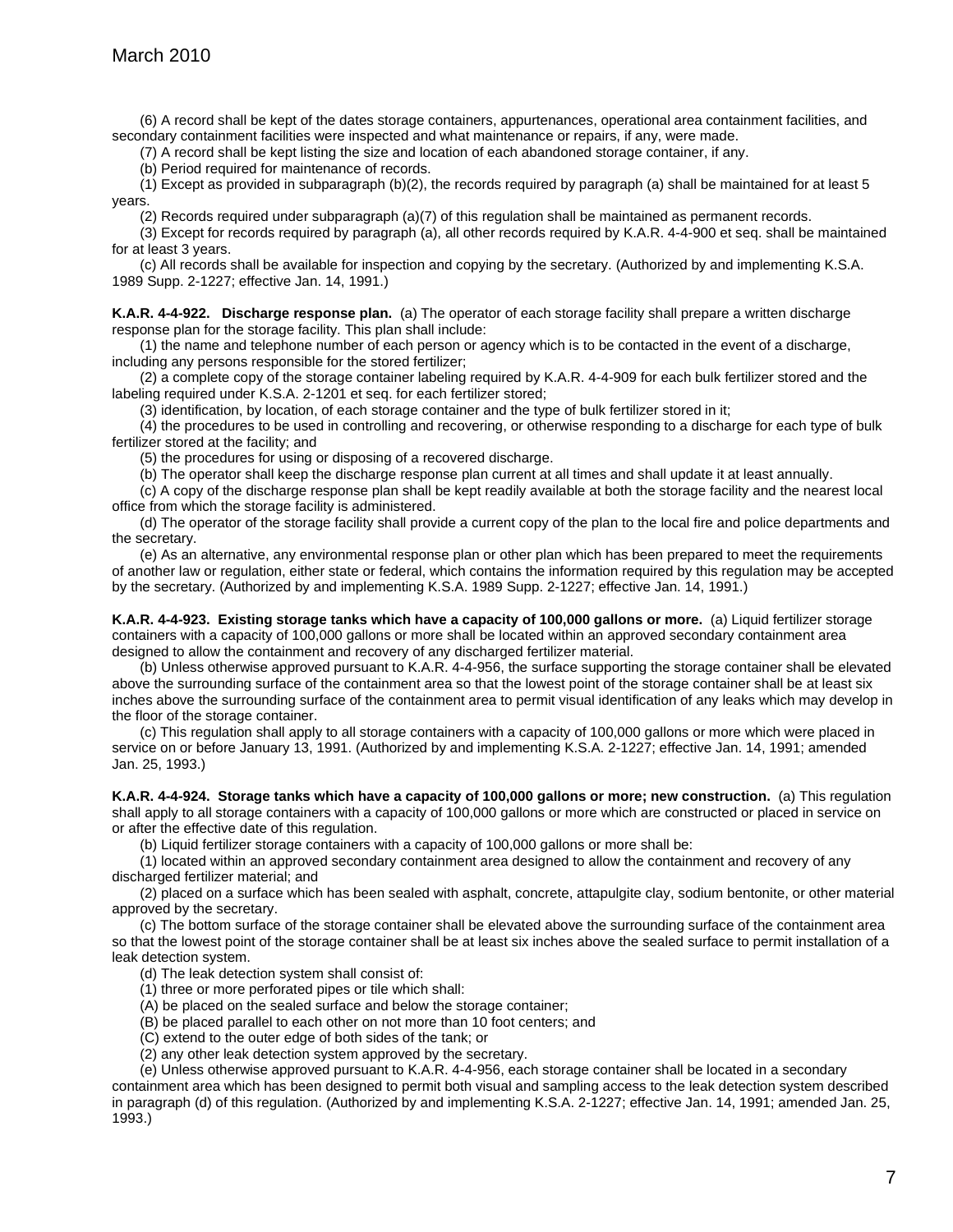(6) A record shall be kept of the dates storage containers, appurtenances, operational area containment facilities, and secondary containment facilities were inspected and what maintenance or repairs, if any, were made.

(7) A record shall be kept listing the size and location of each abandoned storage container, if any.

(b) Period required for maintenance of records.

(1) Except as provided in subparagraph (b)(2), the records required by paragraph (a) shall be maintained for at least 5 years.

(2) Records required under subparagraph (a)(7) of this regulation shall be maintained as permanent records.

(3) Except for records required by paragraph (a), all other records required by K.A.R. 4-4-900 et seq. shall be maintained for at least 3 years.

(c) All records shall be available for inspection and copying by the secretary. (Authorized by and implementing K.S.A. 1989 Supp. 2-1227; effective Jan. 14, 1991.)

**K.A.R. 4-4-922. Discharge response plan.** (a) The operator of each storage facility shall prepare a written discharge response plan for the storage facility. This plan shall include:

(1) the name and telephone number of each person or agency which is to be contacted in the event of a discharge, including any persons responsible for the stored fertilizer;

(2) a complete copy of the storage container labeling required by K.A.R. 4-4-909 for each bulk fertilizer stored and the labeling required under K.S.A. 2-1201 et seq. for each fertilizer stored;

(3) identification, by location, of each storage container and the type of bulk fertilizer stored in it;

(4) the procedures to be used in controlling and recovering, or otherwise responding to a discharge for each type of bulk fertilizer stored at the facility; and

(5) the procedures for using or disposing of a recovered discharge.

(b) The operator shall keep the discharge response plan current at all times and shall update it at least annually.

(c) A copy of the discharge response plan shall be kept readily available at both the storage facility and the nearest local office from which the storage facility is administered.

(d) The operator of the storage facility shall provide a current copy of the plan to the local fire and police departments and the secretary.

(e) As an alternative, any environmental response plan or other plan which has been prepared to meet the requirements of another law or regulation, either state or federal, which contains the information required by this regulation may be accepted by the secretary. (Authorized by and implementing K.S.A. 1989 Supp. 2-1227; effective Jan. 14, 1991.)

**K.A.R. 4-4-923. Existing storage tanks which have a capacity of 100,000 gallons or more.** (a) Liquid fertilizer storage containers with a capacity of 100,000 gallons or more shall be located within an approved secondary containment area designed to allow the containment and recovery of any discharged fertilizer material.

(b) Unless otherwise approved pursuant to K.A.R. 4-4-956, the surface supporting the storage container shall be elevated above the surrounding surface of the containment area so that the lowest point of the storage container shall be at least six inches above the surrounding surface of the containment area to permit visual identification of any leaks which may develop in the floor of the storage container.

(c) This regulation shall apply to all storage containers with a capacity of 100,000 gallons or more which were placed in service on or before January 13, 1991. (Authorized by and implementing K.S.A. 2-1227; effective Jan. 14, 1991; amended Jan. 25, 1993.)

**K.A.R. 4-4-924. Storage tanks which have a capacity of 100,000 gallons or more; new construction.** (a) This regulation shall apply to all storage containers with a capacity of 100,000 gallons or more which are constructed or placed in service on or after the effective date of this regulation.

(b) Liquid fertilizer storage containers with a capacity of 100,000 gallons or more shall be:

(1) located within an approved secondary containment area designed to allow the containment and recovery of any discharged fertilizer material; and

(2) placed on a surface which has been sealed with asphalt, concrete, attapulgite clay, sodium bentonite, or other material approved by the secretary.

(c) The bottom surface of the storage container shall be elevated above the surrounding surface of the containment area so that the lowest point of the storage container shall be at least six inches above the sealed surface to permit installation of a leak detection system.

(d) The leak detection system shall consist of:

(1) three or more perforated pipes or tile which shall:

(A) be placed on the sealed surface and below the storage container;

(B) be placed parallel to each other on not more than 10 foot centers; and

(C) extend to the outer edge of both sides of the tank; or

(2) any other leak detection system approved by the secretary.

(e) Unless otherwise approved pursuant to K.A.R. 4-4-956, each storage container shall be located in a secondary containment area which has been designed to permit both visual and sampling access to the leak detection system described in paragraph (d) of this regulation. (Authorized by and implementing K.S.A. 2-1227; effective Jan. 14, 1991; amended Jan. 25, 1993.)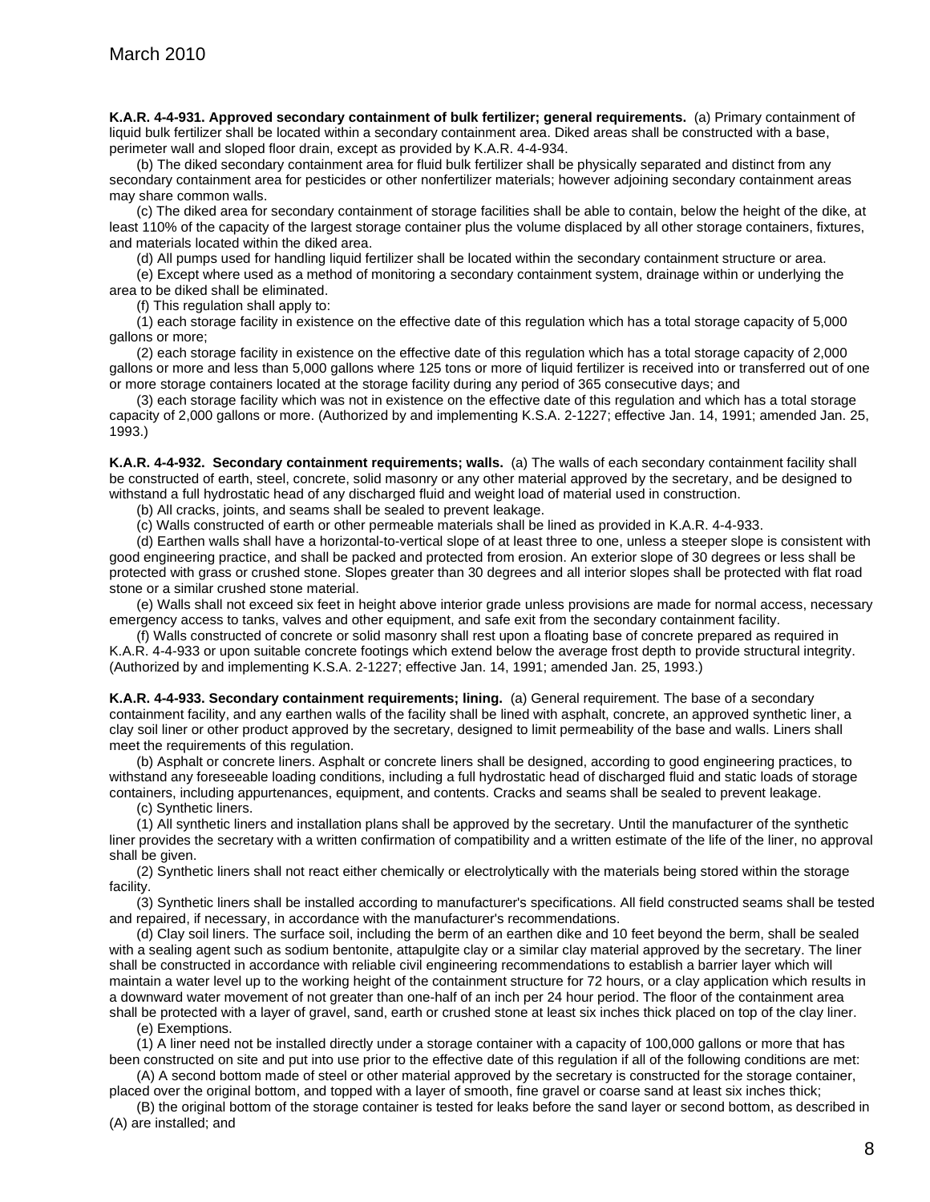**K.A.R. 4-4-931. Approved secondary containment of bulk fertilizer; general requirements.** (a) Primary containment of liquid bulk fertilizer shall be located within a secondary containment area. Diked areas shall be constructed with a base, perimeter wall and sloped floor drain, except as provided by K.A.R. 4-4-934.

(b) The diked secondary containment area for fluid bulk fertilizer shall be physically separated and distinct from any secondary containment area for pesticides or other nonfertilizer materials; however adjoining secondary containment areas may share common walls.

(c) The diked area for secondary containment of storage facilities shall be able to contain, below the height of the dike, at least 110% of the capacity of the largest storage container plus the volume displaced by all other storage containers, fixtures, and materials located within the diked area.

(d) All pumps used for handling liquid fertilizer shall be located within the secondary containment structure or area.

(e) Except where used as a method of monitoring a secondary containment system, drainage within or underlying the area to be diked shall be eliminated.

(f) This regulation shall apply to:

(1) each storage facility in existence on the effective date of this regulation which has a total storage capacity of 5,000 gallons or more;

(2) each storage facility in existence on the effective date of this regulation which has a total storage capacity of 2,000 gallons or more and less than 5,000 gallons where 125 tons or more of liquid fertilizer is received into or transferred out of one or more storage containers located at the storage facility during any period of 365 consecutive days; and

(3) each storage facility which was not in existence on the effective date of this regulation and which has a total storage capacity of 2,000 gallons or more. (Authorized by and implementing K.S.A. 2-1227; effective Jan. 14, 1991; amended Jan. 25, 1993.)

**K.A.R. 4-4-932. Secondary containment requirements; walls.** (a) The walls of each secondary containment facility shall be constructed of earth, steel, concrete, solid masonry or any other material approved by the secretary, and be designed to withstand a full hydrostatic head of any discharged fluid and weight load of material used in construction.

(b) All cracks, joints, and seams shall be sealed to prevent leakage.

(c) Walls constructed of earth or other permeable materials shall be lined as provided in K.A.R. 4-4-933.

(d) Earthen walls shall have a horizontal-to-vertical slope of at least three to one, unless a steeper slope is consistent with good engineering practice, and shall be packed and protected from erosion. An exterior slope of 30 degrees or less shall be protected with grass or crushed stone. Slopes greater than 30 degrees and all interior slopes shall be protected with flat road stone or a similar crushed stone material.

(e) Walls shall not exceed six feet in height above interior grade unless provisions are made for normal access, necessary emergency access to tanks, valves and other equipment, and safe exit from the secondary containment facility.

(f) Walls constructed of concrete or solid masonry shall rest upon a floating base of concrete prepared as required in K.A.R. 4-4-933 or upon suitable concrete footings which extend below the average frost depth to provide structural integrity. (Authorized by and implementing K.S.A. 2-1227; effective Jan. 14, 1991; amended Jan. 25, 1993.)

**K.A.R. 4-4-933. Secondary containment requirements; lining.** (a) General requirement. The base of a secondary containment facility, and any earthen walls of the facility shall be lined with asphalt, concrete, an approved synthetic liner, a clay soil liner or other product approved by the secretary, designed to limit permeability of the base and walls. Liners shall meet the requirements of this regulation.

(b) Asphalt or concrete liners. Asphalt or concrete liners shall be designed, according to good engineering practices, to withstand any foreseeable loading conditions, including a full hydrostatic head of discharged fluid and static loads of storage containers, including appurtenances, equipment, and contents. Cracks and seams shall be sealed to prevent leakage.

(c) Synthetic liners.

(1) All synthetic liners and installation plans shall be approved by the secretary. Until the manufacturer of the synthetic liner provides the secretary with a written confirmation of compatibility and a written estimate of the life of the liner, no approval shall be given.

(2) Synthetic liners shall not react either chemically or electrolytically with the materials being stored within the storage facility.

(3) Synthetic liners shall be installed according to manufacturer's specifications. All field constructed seams shall be tested and repaired, if necessary, in accordance with the manufacturer's recommendations.

(d) Clay soil liners. The surface soil, including the berm of an earthen dike and 10 feet beyond the berm, shall be sealed with a sealing agent such as sodium bentonite, attapulgite clay or a similar clay material approved by the secretary. The liner shall be constructed in accordance with reliable civil engineering recommendations to establish a barrier layer which will maintain a water level up to the working height of the containment structure for 72 hours, or a clay application which results in a downward water movement of not greater than one-half of an inch per 24 hour period. The floor of the containment area shall be protected with a layer of gravel, sand, earth or crushed stone at least six inches thick placed on top of the clay liner.

(e) Exemptions.

(1) A liner need not be installed directly under a storage container with a capacity of 100,000 gallons or more that has been constructed on site and put into use prior to the effective date of this regulation if all of the following conditions are met:

(A) A second bottom made of steel or other material approved by the secretary is constructed for the storage container, placed over the original bottom, and topped with a layer of smooth, fine gravel or coarse sand at least six inches thick;

(B) the original bottom of the storage container is tested for leaks before the sand layer or second bottom, as described in (A) are installed; and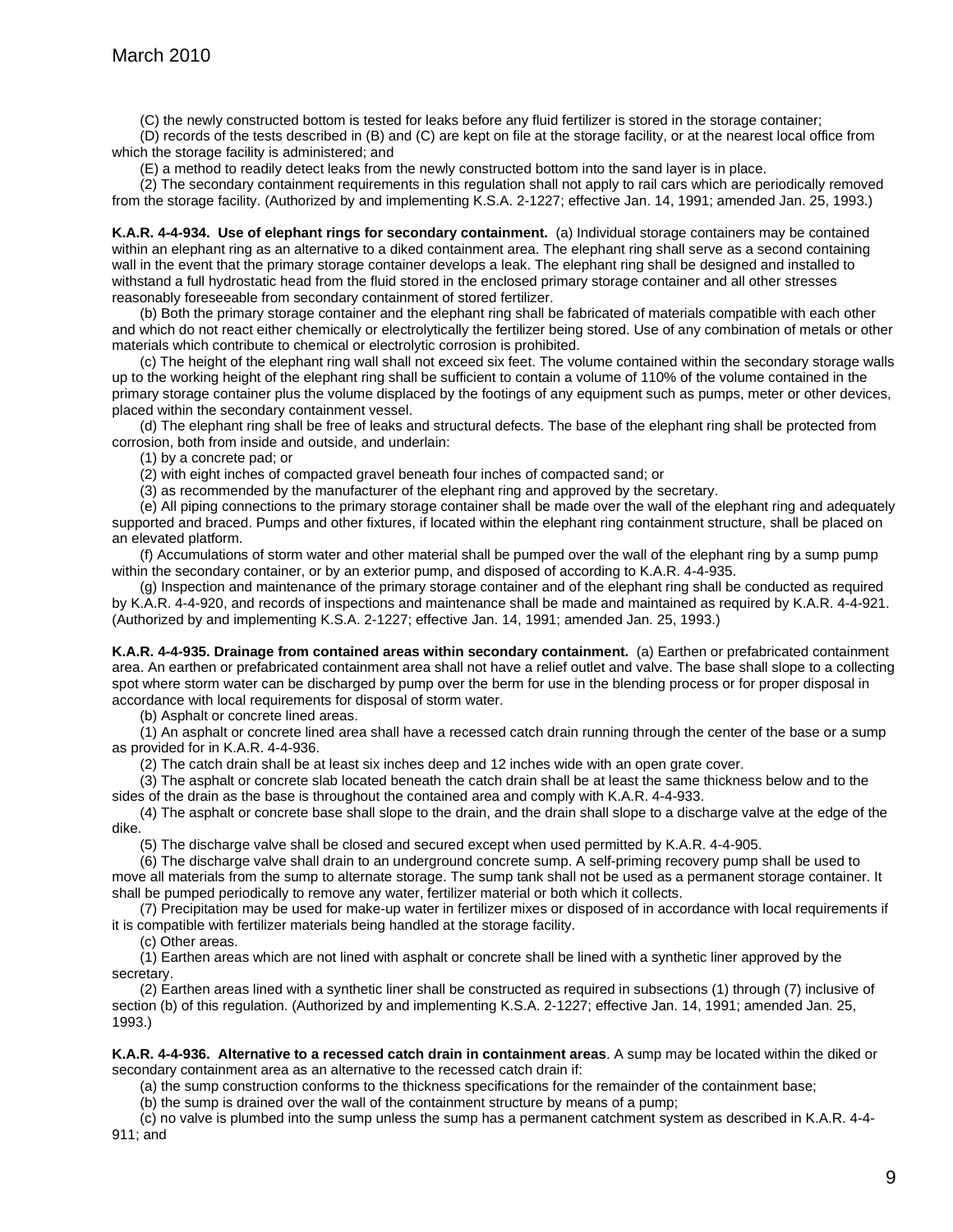(C) the newly constructed bottom is tested for leaks before any fluid fertilizer is stored in the storage container;

(D) records of the tests described in (B) and (C) are kept on file at the storage facility, or at the nearest local office from which the storage facility is administered; and

(E) a method to readily detect leaks from the newly constructed bottom into the sand layer is in place.

(2) The secondary containment requirements in this regulation shall not apply to rail cars which are periodically removed from the storage facility. (Authorized by and implementing K.S.A. 2-1227; effective Jan. 14, 1991; amended Jan. 25, 1993.)

**K.A.R. 4-4-934. Use of elephant rings for secondary containment.** (a) Individual storage containers may be contained within an elephant ring as an alternative to a diked containment area. The elephant ring shall serve as a second containing wall in the event that the primary storage container develops a leak. The elephant ring shall be designed and installed to withstand a full hydrostatic head from the fluid stored in the enclosed primary storage container and all other stresses reasonably foreseeable from secondary containment of stored fertilizer.

(b) Both the primary storage container and the elephant ring shall be fabricated of materials compatible with each other and which do not react either chemically or electrolytically the fertilizer being stored. Use of any combination of metals or other materials which contribute to chemical or electrolytic corrosion is prohibited.

(c) The height of the elephant ring wall shall not exceed six feet. The volume contained within the secondary storage walls up to the working height of the elephant ring shall be sufficient to contain a volume of 110% of the volume contained in the primary storage container plus the volume displaced by the footings of any equipment such as pumps, meter or other devices, placed within the secondary containment vessel.

(d) The elephant ring shall be free of leaks and structural defects. The base of the elephant ring shall be protected from corrosion, both from inside and outside, and underlain:

(1) by a concrete pad; or

(2) with eight inches of compacted gravel beneath four inches of compacted sand; or

(3) as recommended by the manufacturer of the elephant ring and approved by the secretary.

(e) All piping connections to the primary storage container shall be made over the wall of the elephant ring and adequately supported and braced. Pumps and other fixtures, if located within the elephant ring containment structure, shall be placed on an elevated platform.

(f) Accumulations of storm water and other material shall be pumped over the wall of the elephant ring by a sump pump within the secondary container, or by an exterior pump, and disposed of according to K.A.R. 4-4-935.

(g) Inspection and maintenance of the primary storage container and of the elephant ring shall be conducted as required by K.A.R. 4-4-920, and records of inspections and maintenance shall be made and maintained as required by K.A.R. 4-4-921. (Authorized by and implementing K.S.A. 2-1227; effective Jan. 14, 1991; amended Jan. 25, 1993.)

**K.A.R. 4-4-935. Drainage from contained areas within secondary containment.** (a) Earthen or prefabricated containment area. An earthen or prefabricated containment area shall not have a relief outlet and valve. The base shall slope to a collecting spot where storm water can be discharged by pump over the berm for use in the blending process or for proper disposal in accordance with local requirements for disposal of storm water.

(b) Asphalt or concrete lined areas.

(1) An asphalt or concrete lined area shall have a recessed catch drain running through the center of the base or a sump as provided for in K.A.R. 4-4-936.

(2) The catch drain shall be at least six inches deep and 12 inches wide with an open grate cover.

(3) The asphalt or concrete slab located beneath the catch drain shall be at least the same thickness below and to the sides of the drain as the base is throughout the contained area and comply with K.A.R. 4-4-933.

(4) The asphalt or concrete base shall slope to the drain, and the drain shall slope to a discharge valve at the edge of the dike.

(5) The discharge valve shall be closed and secured except when used permitted by K.A.R. 4-4-905.

(6) The discharge valve shall drain to an underground concrete sump. A self-priming recovery pump shall be used to move all materials from the sump to alternate storage. The sump tank shall not be used as a permanent storage container. It shall be pumped periodically to remove any water, fertilizer material or both which it collects.

(7) Precipitation may be used for make-up water in fertilizer mixes or disposed of in accordance with local requirements if it is compatible with fertilizer materials being handled at the storage facility.

(c) Other areas.

(1) Earthen areas which are not lined with asphalt or concrete shall be lined with a synthetic liner approved by the secretary.

(2) Earthen areas lined with a synthetic liner shall be constructed as required in subsections (1) through (7) inclusive of section (b) of this regulation. (Authorized by and implementing K.S.A. 2-1227; effective Jan. 14, 1991; amended Jan. 25, 1993.)

**K.A.R. 4-4-936. Alternative to a recessed catch drain in containment areas**. A sump may be located within the diked or secondary containment area as an alternative to the recessed catch drain if:

(a) the sump construction conforms to the thickness specifications for the remainder of the containment base;

(b) the sump is drained over the wall of the containment structure by means of a pump;

(c) no valve is plumbed into the sump unless the sump has a permanent catchment system as described in K.A.R. 4-4-911; and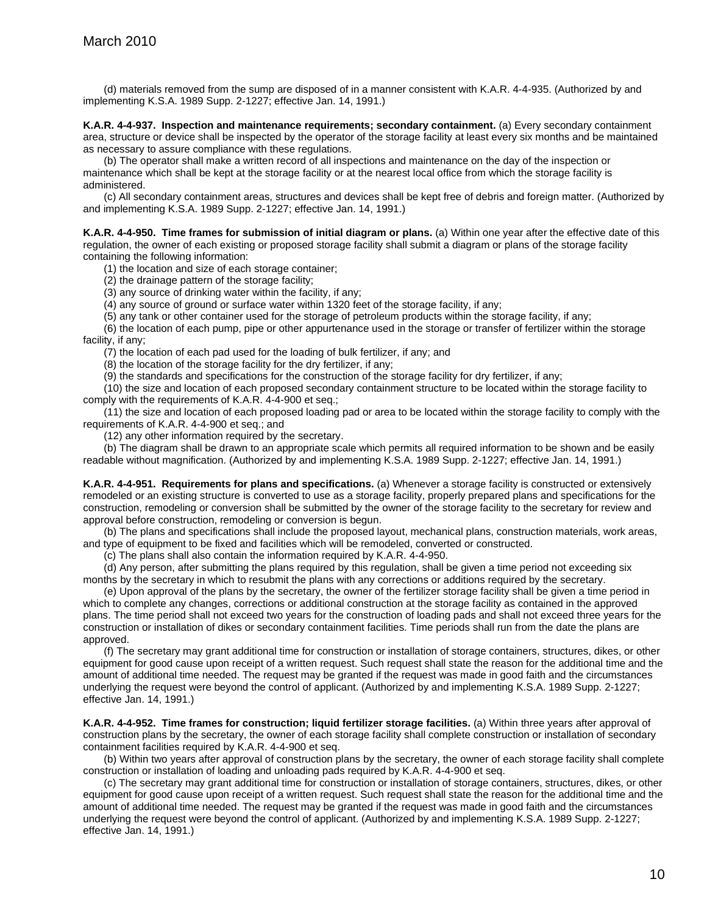(d) materials removed from the sump are disposed of in a manner consistent with K.A.R. 4-4-935. (Authorized by and implementing K.S.A. 1989 Supp. 2-1227; effective Jan. 14, 1991.)

**K.A.R. 4-4-937. Inspection and maintenance requirements; secondary containment.** (a) Every secondary containment area, structure or device shall be inspected by the operator of the storage facility at least every six months and be maintained as necessary to assure compliance with these regulations.

(b) The operator shall make a written record of all inspections and maintenance on the day of the inspection or maintenance which shall be kept at the storage facility or at the nearest local office from which the storage facility is administered.

(c) All secondary containment areas, structures and devices shall be kept free of debris and foreign matter. (Authorized by and implementing K.S.A. 1989 Supp. 2-1227; effective Jan. 14, 1991.)

**K.A.R. 4-4-950. Time frames for submission of initial diagram or plans.** (a) Within one year after the effective date of this regulation, the owner of each existing or proposed storage facility shall submit a diagram or plans of the storage facility containing the following information:

(1) the location and size of each storage container;

(2) the drainage pattern of the storage facility;

(3) any source of drinking water within the facility, if any;

(4) any source of ground or surface water within 1320 feet of the storage facility, if any;

(5) any tank or other container used for the storage of petroleum products within the storage facility, if any;

(6) the location of each pump, pipe or other appurtenance used in the storage or transfer of fertilizer within the storage facility, if any;

(7) the location of each pad used for the loading of bulk fertilizer, if any; and

(8) the location of the storage facility for the dry fertilizer, if any;

(9) the standards and specifications for the construction of the storage facility for dry fertilizer, if any;

(10) the size and location of each proposed secondary containment structure to be located within the storage facility to comply with the requirements of K.A.R. 4-4-900 et seq.;

(11) the size and location of each proposed loading pad or area to be located within the storage facility to comply with the requirements of K.A.R. 4-4-900 et seq.; and

(12) any other information required by the secretary.

(b) The diagram shall be drawn to an appropriate scale which permits all required information to be shown and be easily readable without magnification. (Authorized by and implementing K.S.A. 1989 Supp. 2-1227; effective Jan. 14, 1991.)

**K.A.R. 4-4-951. Requirements for plans and specifications.** (a) Whenever a storage facility is constructed or extensively remodeled or an existing structure is converted to use as a storage facility, properly prepared plans and specifications for the construction, remodeling or conversion shall be submitted by the owner of the storage facility to the secretary for review and approval before construction, remodeling or conversion is begun.

(b) The plans and specifications shall include the proposed layout, mechanical plans, construction materials, work areas, and type of equipment to be fixed and facilities which will be remodeled, converted or constructed.

(c) The plans shall also contain the information required by K.A.R. 4-4-950.

(d) Any person, after submitting the plans required by this regulation, shall be given a time period not exceeding six months by the secretary in which to resubmit the plans with any corrections or additions required by the secretary.

(e) Upon approval of the plans by the secretary, the owner of the fertilizer storage facility shall be given a time period in which to complete any changes, corrections or additional construction at the storage facility as contained in the approved plans. The time period shall not exceed two years for the construction of loading pads and shall not exceed three years for the construction or installation of dikes or secondary containment facilities. Time periods shall run from the date the plans are approved.

(f) The secretary may grant additional time for construction or installation of storage containers, structures, dikes, or other equipment for good cause upon receipt of a written request. Such request shall state the reason for the additional time and the amount of additional time needed. The request may be granted if the request was made in good faith and the circumstances underlying the request were beyond the control of applicant. (Authorized by and implementing K.S.A. 1989 Supp. 2-1227; effective Jan. 14, 1991.)

**K.A.R. 4-4-952. Time frames for construction; liquid fertilizer storage facilities.** (a) Within three years after approval of construction plans by the secretary, the owner of each storage facility shall complete construction or installation of secondary containment facilities required by K.A.R. 4-4-900 et seq.

(b) Within two years after approval of construction plans by the secretary, the owner of each storage facility shall complete construction or installation of loading and unloading pads required by K.A.R. 4-4-900 et seq.

(c) The secretary may grant additional time for construction or installation of storage containers, structures, dikes, or other equipment for good cause upon receipt of a written request. Such request shall state the reason for the additional time and the amount of additional time needed. The request may be granted if the request was made in good faith and the circumstances underlying the request were beyond the control of applicant. (Authorized by and implementing K.S.A. 1989 Supp. 2-1227; effective Jan. 14, 1991.)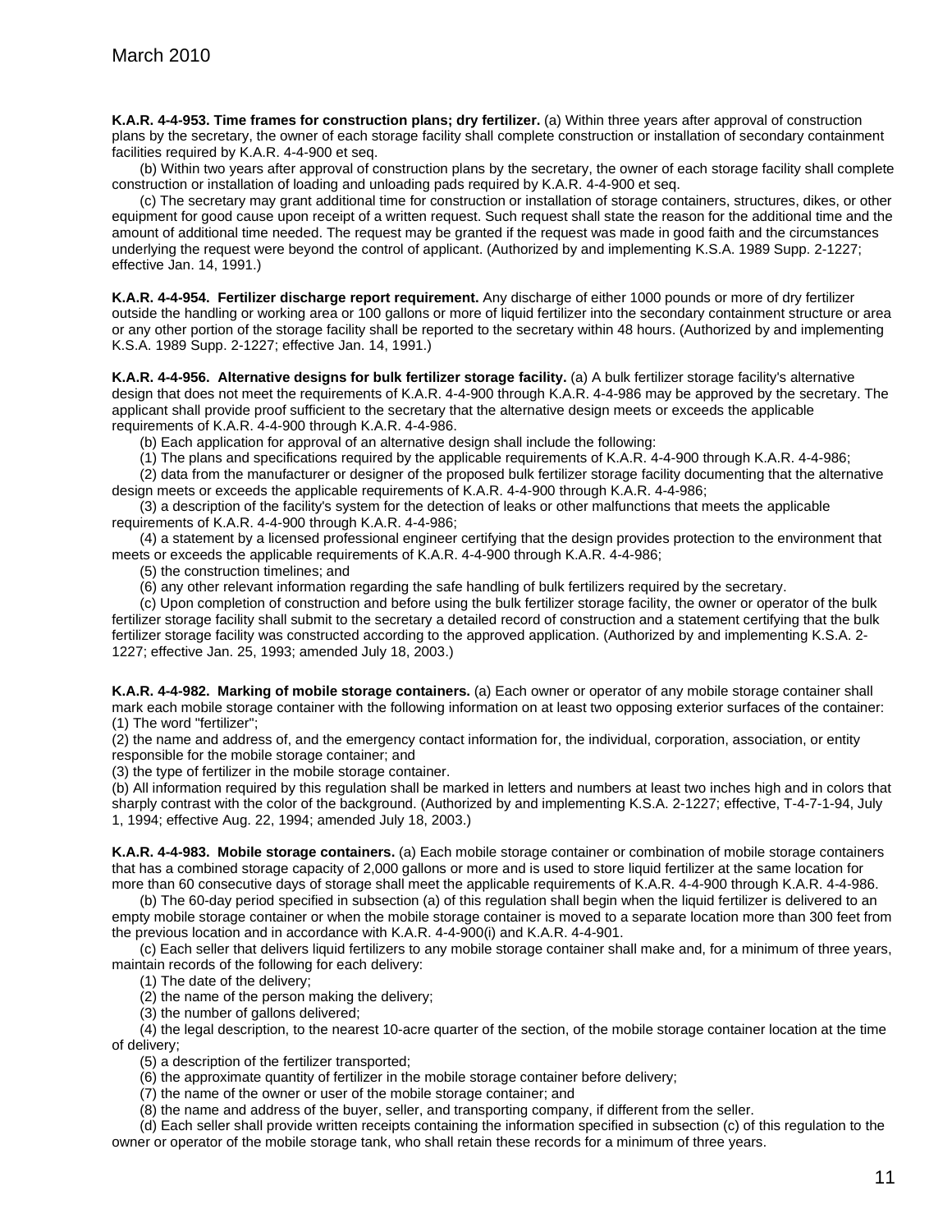**K.A.R. 4-4-953. Time frames for construction plans; dry fertilizer.** (a) Within three years after approval of construction plans by the secretary, the owner of each storage facility shall complete construction or installation of secondary containment facilities required by K.A.R. 4-4-900 et seq.

(b) Within two years after approval of construction plans by the secretary, the owner of each storage facility shall complete construction or installation of loading and unloading pads required by K.A.R. 4-4-900 et seq.

(c) The secretary may grant additional time for construction or installation of storage containers, structures, dikes, or other equipment for good cause upon receipt of a written request. Such request shall state the reason for the additional time and the amount of additional time needed. The request may be granted if the request was made in good faith and the circumstances underlying the request were beyond the control of applicant. (Authorized by and implementing K.S.A. 1989 Supp. 2-1227; effective Jan. 14, 1991.)

**K.A.R. 4-4-954. Fertilizer discharge report requirement.** Any discharge of either 1000 pounds or more of dry fertilizer outside the handling or working area or 100 gallons or more of liquid fertilizer into the secondary containment structure or area or any other portion of the storage facility shall be reported to the secretary within 48 hours. (Authorized by and implementing K.S.A. 1989 Supp. 2-1227; effective Jan. 14, 1991.)

**K.A.R. 4-4-956. Alternative designs for bulk fertilizer storage facility.** (a) A bulk fertilizer storage facility's alternative design that does not meet the requirements of K.A.R. 4-4-900 through K.A.R. 4-4-986 may be approved by the secretary. The applicant shall provide proof sufficient to the secretary that the alternative design meets or exceeds the applicable requirements of K.A.R. 4-4-900 through K.A.R. 4-4-986.

(b) Each application for approval of an alternative design shall include the following:

(1) The plans and specifications required by the applicable requirements of K.A.R. 4-4-900 through K.A.R. 4-4-986;

(2) data from the manufacturer or designer of the proposed bulk fertilizer storage facility documenting that the alternative design meets or exceeds the applicable requirements of K.A.R. 4-4-900 through K.A.R. 4-4-986;

(3) a description of the facility's system for the detection of leaks or other malfunctions that meets the applicable requirements of K.A.R. 4-4-900 through K.A.R. 4-4-986;

(4) a statement by a licensed professional engineer certifying that the design provides protection to the environment that meets or exceeds the applicable requirements of K.A.R. 4-4-900 through K.A.R. 4-4-986;

(5) the construction timelines; and

(6) any other relevant information regarding the safe handling of bulk fertilizers required by the secretary.

(c) Upon completion of construction and before using the bulk fertilizer storage facility, the owner or operator of the bulk fertilizer storage facility shall submit to the secretary a detailed record of construction and a statement certifying that the bulk fertilizer storage facility was constructed according to the approved application. (Authorized by and implementing K.S.A. 2-1227; effective Jan. 25, 1993; amended July 18, 2003.)

**K.A.R. 4-4-982. Marking of mobile storage containers.** (a) Each owner or operator of any mobile storage container shall mark each mobile storage container with the following information on at least two opposing exterior surfaces of the container:
(1) The word "fertilizer";
(2) the name and address of, and the emergency contact information for, the individual, corporation, association, or entity responsible for the mobile storage container; and
(3) the type of fertilizer in the mobile storage container.
(b) All information required by this regulation shall be marked in letters and numbers at least two inches high and in colors that sharply contrast with the color of the background. (Authorized by and implementing K.S.A. 2-1227; effective, T-4-7-1-94, July 1, 1994; effective Aug. 22, 1994; amended July 18, 2003.)

**K.A.R. 4-4-983. Mobile storage containers.** (a) Each mobile storage container or combination of mobile storage containers that has a combined storage capacity of 2,000 gallons or more and is used to store liquid fertilizer at the same location for more than 60 consecutive days of storage shall meet the applicable requirements of K.A.R. 4-4-900 through K.A.R. 4-4-986.

(b) The 60-day period specified in subsection (a) of this regulation shall begin when the liquid fertilizer is delivered to an empty mobile storage container or when the mobile storage container is moved to a separate location more than 300 feet from the previous location and in accordance with K.A.R. 4-4-900(i) and K.A.R. 4-4-901.

(c) Each seller that delivers liquid fertilizers to any mobile storage container shall make and, for a minimum of three years, maintain records of the following for each delivery:

(1) The date of the delivery;

(2) the name of the person making the delivery;

(3) the number of gallons delivered;

(4) the legal description, to the nearest 10-acre quarter of the section, of the mobile storage container location at the time of delivery;

(5) a description of the fertilizer transported;

(6) the approximate quantity of fertilizer in the mobile storage container before delivery;

(7) the name of the owner or user of the mobile storage container; and

(8) the name and address of the buyer, seller, and transporting company, if different from the seller.

(d) Each seller shall provide written receipts containing the information specified in subsection (c) of this regulation to the owner or operator of the mobile storage tank, who shall retain these records for a minimum of three years.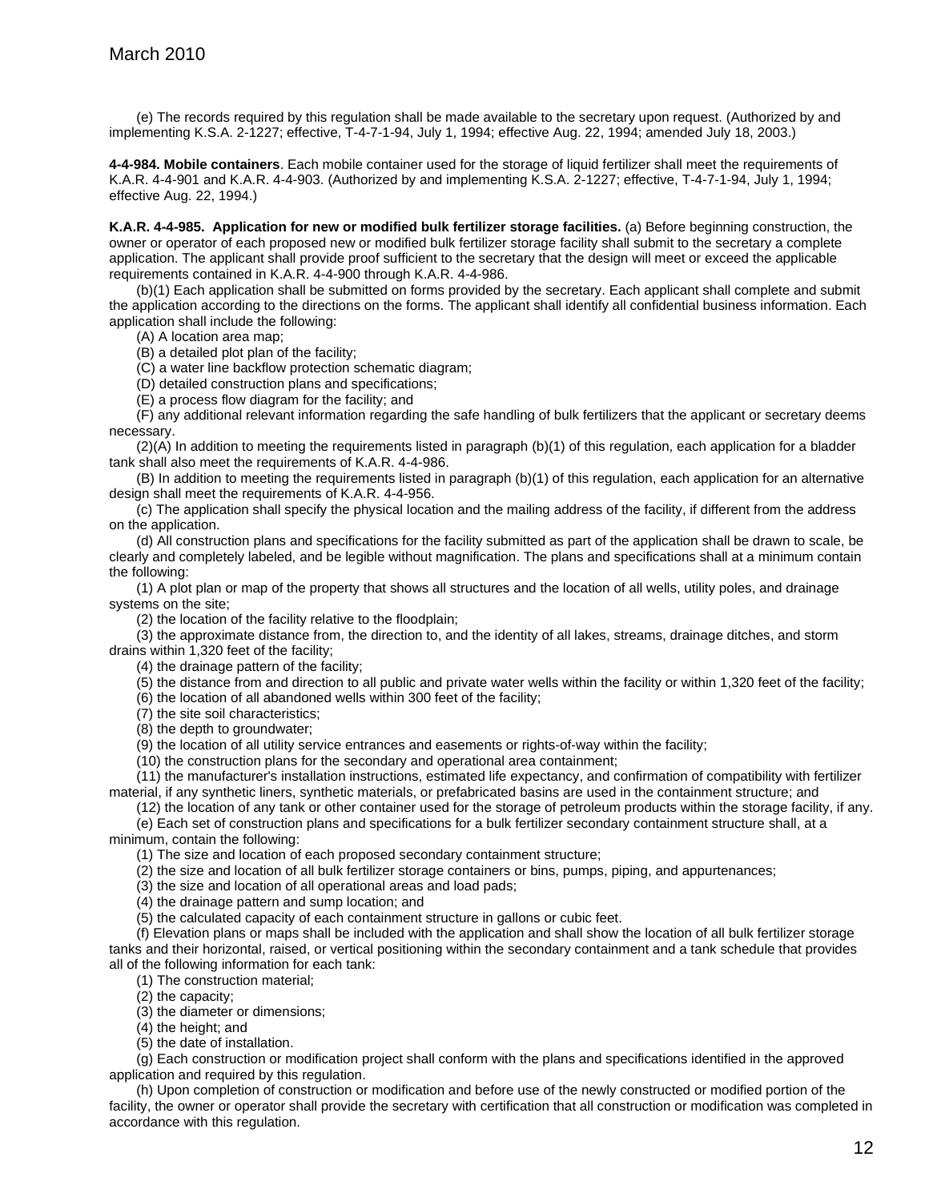(e) The records required by this regulation shall be made available to the secretary upon request. (Authorized by and implementing K.S.A. 2-1227; effective, T-4-7-1-94, July 1, 1994; effective Aug. 22, 1994; amended July 18, 2003.)

**4-4-984. Mobile containers**. Each mobile container used for the storage of liquid fertilizer shall meet the requirements of K.A.R. 4-4-901 and K.A.R. 4-4-903. (Authorized by and implementing K.S.A. 2-1227; effective, T-4-7-1-94, July 1, 1994; effective Aug. 22, 1994.)

**K.A.R. 4-4-985. Application for new or modified bulk fertilizer storage facilities.** (a) Before beginning construction, the owner or operator of each proposed new or modified bulk fertilizer storage facility shall submit to the secretary a complete application. The applicant shall provide proof sufficient to the secretary that the design will meet or exceed the applicable requirements contained in K.A.R. 4-4-900 through K.A.R. 4-4-986.

(b)(1) Each application shall be submitted on forms provided by the secretary. Each applicant shall complete and submit the application according to the directions on the forms. The applicant shall identify all confidential business information. Each application shall include the following:

(A) A location area map;

(B) a detailed plot plan of the facility;

(C) a water line backflow protection schematic diagram;

(D) detailed construction plans and specifications;

(E) a process flow diagram for the facility; and

(F) any additional relevant information regarding the safe handling of bulk fertilizers that the applicant or secretary deems necessary.

(2)(A) In addition to meeting the requirements listed in paragraph (b)(1) of this regulation, each application for a bladder tank shall also meet the requirements of K.A.R. 4-4-986.

(B) In addition to meeting the requirements listed in paragraph (b)(1) of this regulation, each application for an alternative design shall meet the requirements of K.A.R. 4-4-956.

(c) The application shall specify the physical location and the mailing address of the facility, if different from the address on the application.

(d) All construction plans and specifications for the facility submitted as part of the application shall be drawn to scale, be clearly and completely labeled, and be legible without magnification. The plans and specifications shall at a minimum contain the following:

(1) A plot plan or map of the property that shows all structures and the location of all wells, utility poles, and drainage systems on the site;

(2) the location of the facility relative to the floodplain;

(3) the approximate distance from, the direction to, and the identity of all lakes, streams, drainage ditches, and storm drains within 1,320 feet of the facility;

(4) the drainage pattern of the facility;

(5) the distance from and direction to all public and private water wells within the facility or within 1,320 feet of the facility;

(6) the location of all abandoned wells within 300 feet of the facility;

(7) the site soil characteristics;

(8) the depth to groundwater;

(9) the location of all utility service entrances and easements or rights-of-way within the facility;

(10) the construction plans for the secondary and operational area containment;

(11) the manufacturer's installation instructions, estimated life expectancy, and confirmation of compatibility with fertilizer material, if any synthetic liners, synthetic materials, or prefabricated basins are used in the containment structure; and

(12) the location of any tank or other container used for the storage of petroleum products within the storage facility, if any.

(e) Each set of construction plans and specifications for a bulk fertilizer secondary containment structure shall, at a minimum, contain the following:

(1) The size and location of each proposed secondary containment structure;

(2) the size and location of all bulk fertilizer storage containers or bins, pumps, piping, and appurtenances;

(3) the size and location of all operational areas and load pads;

(4) the drainage pattern and sump location; and

(5) the calculated capacity of each containment structure in gallons or cubic feet.

(f) Elevation plans or maps shall be included with the application and shall show the location of all bulk fertilizer storage tanks and their horizontal, raised, or vertical positioning within the secondary containment and a tank schedule that provides all of the following information for each tank:

(1) The construction material;

(2) the capacity;

(3) the diameter or dimensions;

(4) the height; and

(5) the date of installation.

(g) Each construction or modification project shall conform with the plans and specifications identified in the approved application and required by this regulation.

(h) Upon completion of construction or modification and before use of the newly constructed or modified portion of the facility, the owner or operator shall provide the secretary with certification that all construction or modification was completed in accordance with this regulation.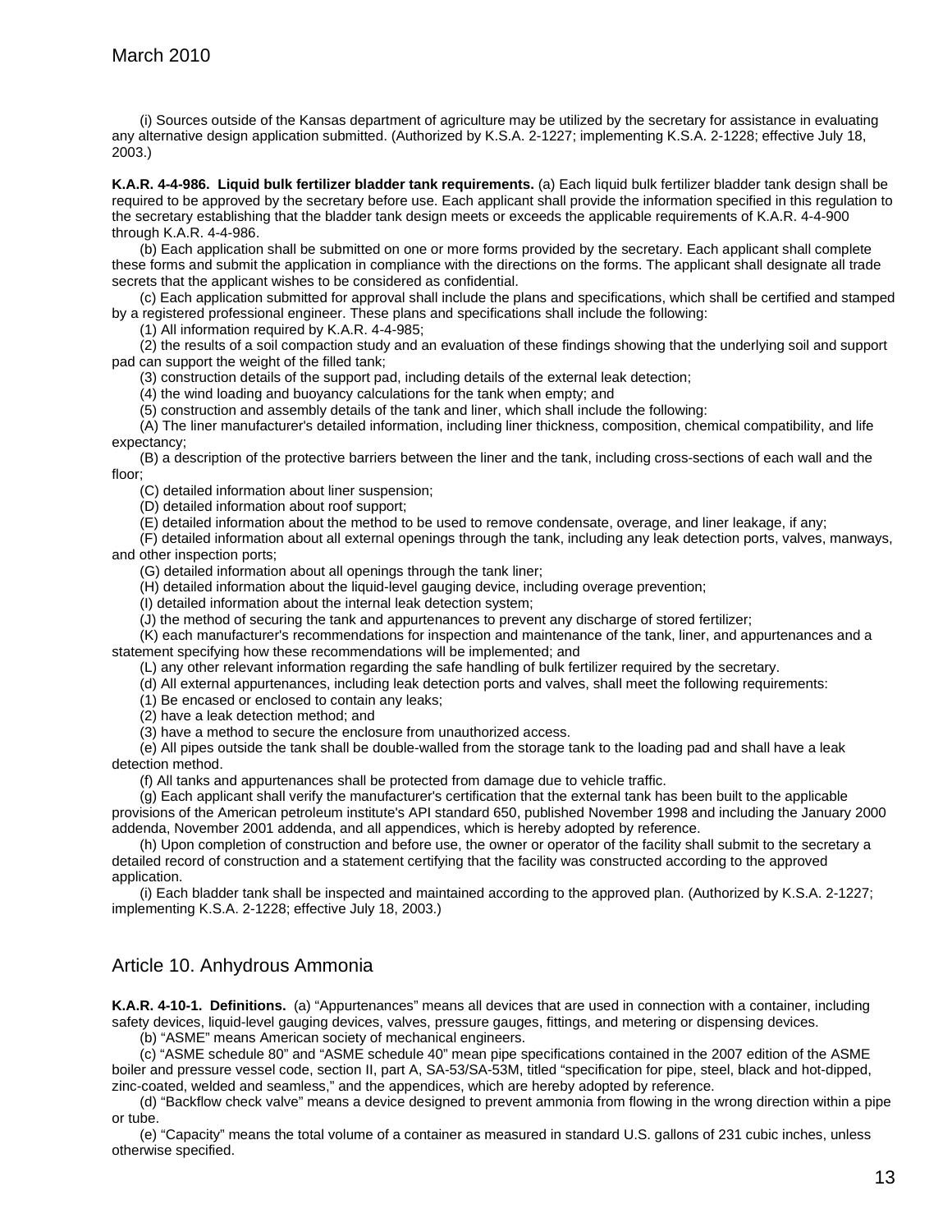(i) Sources outside of the Kansas department of agriculture may be utilized by the secretary for assistance in evaluating any alternative design application submitted. (Authorized by K.S.A. 2-1227; implementing K.S.A. 2-1228; effective July 18, 2003.)

**K.A.R. 4-4-986. Liquid bulk fertilizer bladder tank requirements.** (a) Each liquid bulk fertilizer bladder tank design shall be required to be approved by the secretary before use. Each applicant shall provide the information specified in this regulation to the secretary establishing that the bladder tank design meets or exceeds the applicable requirements of K.A.R. 4-4-900 through K.A.R. 4-4-986.

(b) Each application shall be submitted on one or more forms provided by the secretary. Each applicant shall complete these forms and submit the application in compliance with the directions on the forms. The applicant shall designate all trade secrets that the applicant wishes to be considered as confidential.

(c) Each application submitted for approval shall include the plans and specifications, which shall be certified and stamped by a registered professional engineer. These plans and specifications shall include the following:

(1) All information required by K.A.R. 4-4-985;

(2) the results of a soil compaction study and an evaluation of these findings showing that the underlying soil and support pad can support the weight of the filled tank;

(3) construction details of the support pad, including details of the external leak detection;

(4) the wind loading and buoyancy calculations for the tank when empty; and

(5) construction and assembly details of the tank and liner, which shall include the following:

(A) The liner manufacturer's detailed information, including liner thickness, composition, chemical compatibility, and life expectancy;

(B) a description of the protective barriers between the liner and the tank, including cross-sections of each wall and the floor;

(C) detailed information about liner suspension;

(D) detailed information about roof support;

(E) detailed information about the method to be used to remove condensate, overage, and liner leakage, if any;

(F) detailed information about all external openings through the tank, including any leak detection ports, valves, manways, and other inspection ports;

(G) detailed information about all openings through the tank liner;

(H) detailed information about the liquid-level gauging device, including overage prevention;

(I) detailed information about the internal leak detection system;

(J) the method of securing the tank and appurtenances to prevent any discharge of stored fertilizer;

(K) each manufacturer's recommendations for inspection and maintenance of the tank, liner, and appurtenances and a statement specifying how these recommendations will be implemented; and

(L) any other relevant information regarding the safe handling of bulk fertilizer required by the secretary.

(d) All external appurtenances, including leak detection ports and valves, shall meet the following requirements:

(1) Be encased or enclosed to contain any leaks;

(2) have a leak detection method; and

(3) have a method to secure the enclosure from unauthorized access.

(e) All pipes outside the tank shall be double-walled from the storage tank to the loading pad and shall have a leak detection method.

(f) All tanks and appurtenances shall be protected from damage due to vehicle traffic.

(g) Each applicant shall verify the manufacturer's certification that the external tank has been built to the applicable provisions of the American petroleum institute's API standard 650, published November 1998 and including the January 2000 addenda, November 2001 addenda, and all appendices, which is hereby adopted by reference.

(h) Upon completion of construction and before use, the owner or operator of the facility shall submit to the secretary a detailed record of construction and a statement certifying that the facility was constructed according to the approved application.

(i) Each bladder tank shall be inspected and maintained according to the approved plan. (Authorized by K.S.A. 2-1227; implementing K.S.A. 2-1228; effective July 18, 2003.)

## Article 10. Anhydrous Ammonia

**K.A.R. 4-10-1. Definitions.** (a) "Appurtenances" means all devices that are used in connection with a container, including safety devices, liquid-level gauging devices, valves, pressure gauges, fittings, and metering or dispensing devices.

(b) "ASME" means American society of mechanical engineers.

(c) "ASME schedule 80" and "ASME schedule 40" mean pipe specifications contained in the 2007 edition of the ASME boiler and pressure vessel code, section II, part A, SA-53/SA-53M, titled "specification for pipe, steel, black and hot-dipped, zinc-coated, welded and seamless," and the appendices, which are hereby adopted by reference.

(d) "Backflow check valve" means a device designed to prevent ammonia from flowing in the wrong direction within a pipe or tube.

(e) "Capacity" means the total volume of a container as measured in standard U.S. gallons of 231 cubic inches, unless otherwise specified.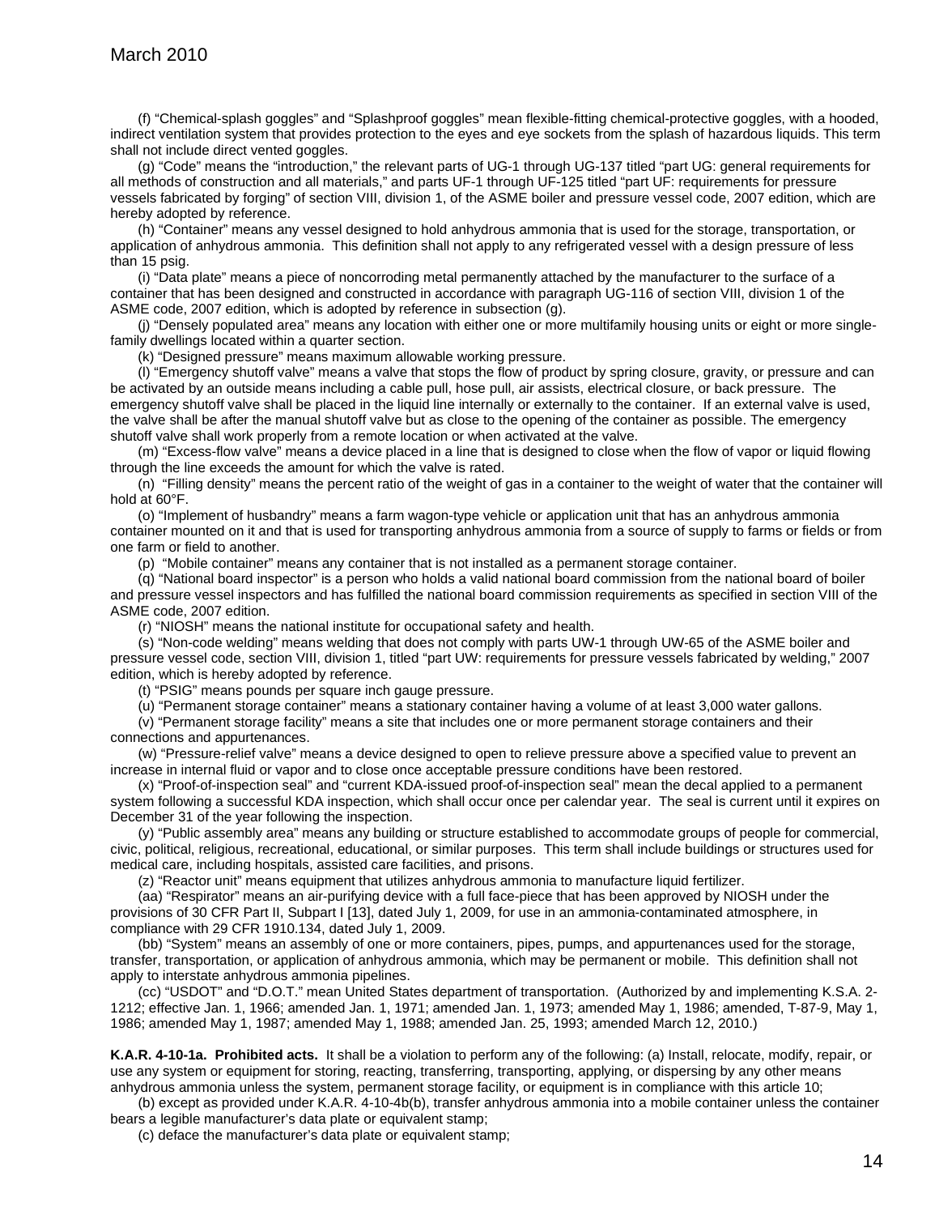(f) “Chemical-splash goggles” and “Splashproof goggles” mean flexible-fitting chemical-protective goggles, with a hooded, indirect ventilation system that provides protection to the eyes and eye sockets from the splash of hazardous liquids. This term shall not include direct vented goggles.

(g) “Code” means the “introduction,” the relevant parts of UG-1 through UG-137 titled “part UG: general requirements for all methods of construction and all materials,” and parts UF-1 through UF-125 titled “part UF: requirements for pressure vessels fabricated by forging” of section VIII, division 1, of the ASME boiler and pressure vessel code, 2007 edition, which are hereby adopted by reference.

(h) “Container” means any vessel designed to hold anhydrous ammonia that is used for the storage, transportation, or application of anhydrous ammonia. This definition shall not apply to any refrigerated vessel with a design pressure of less than 15 psig.

(i) “Data plate” means a piece of noncorroding metal permanently attached by the manufacturer to the surface of a container that has been designed and constructed in accordance with paragraph UG-116 of section VIII, division 1 of the ASME code, 2007 edition, which is adopted by reference in subsection (g).

(j) “Densely populated area” means any location with either one or more multifamily housing units or eight or more single-family dwellings located within a quarter section.

(k) “Designed pressure” means maximum allowable working pressure.

(l) “Emergency shutoff valve” means a valve that stops the flow of product by spring closure, gravity, or pressure and can be activated by an outside means including a cable pull, hose pull, air assists, electrical closure, or back pressure. The emergency shutoff valve shall be placed in the liquid line internally or externally to the container. If an external valve is used, the valve shall be after the manual shutoff valve but as close to the opening of the container as possible. The emergency shutoff valve shall work properly from a remote location or when activated at the valve.

(m) “Excess-flow valve” means a device placed in a line that is designed to close when the flow of vapor or liquid flowing through the line exceeds the amount for which the valve is rated.

(n) “Filling density” means the percent ratio of the weight of gas in a container to the weight of water that the container will hold at 60°F.

(o) “Implement of husbandry” means a farm wagon-type vehicle or application unit that has an anhydrous ammonia container mounted on it and that is used for transporting anhydrous ammonia from a source of supply to farms or fields or from one farm or field to another.

(p) “Mobile container” means any container that is not installed as a permanent storage container.

(q) “National board inspector” is a person who holds a valid national board commission from the national board of boiler and pressure vessel inspectors and has fulfilled the national board commission requirements as specified in section VIII of the ASME code, 2007 edition.

(r) “NIOSH” means the national institute for occupational safety and health.

(s) “Non-code welding” means welding that does not comply with parts UW-1 through UW-65 of the ASME boiler and pressure vessel code, section VIII, division 1, titled “part UW: requirements for pressure vessels fabricated by welding,” 2007 edition, which is hereby adopted by reference.

(t) “PSIG” means pounds per square inch gauge pressure.

(u) “Permanent storage container” means a stationary container having a volume of at least 3,000 water gallons.

(v) “Permanent storage facility” means a site that includes one or more permanent storage containers and their connections and appurtenances.

(w) “Pressure-relief valve” means a device designed to open to relieve pressure above a specified value to prevent an increase in internal fluid or vapor and to close once acceptable pressure conditions have been restored.

(x) “Proof-of-inspection seal” and “current KDA-issued proof-of-inspection seal” mean the decal applied to a permanent system following a successful KDA inspection, which shall occur once per calendar year. The seal is current until it expires on December 31 of the year following the inspection.

(y) “Public assembly area” means any building or structure established to accommodate groups of people for commercial, civic, political, religious, recreational, educational, or similar purposes. This term shall include buildings or structures used for medical care, including hospitals, assisted care facilities, and prisons.

(z) “Reactor unit” means equipment that utilizes anhydrous ammonia to manufacture liquid fertilizer.

(aa) “Respirator” means an air-purifying device with a full face-piece that has been approved by NIOSH under the provisions of 30 CFR Part II, Subpart I [13], dated July 1, 2009, for use in an ammonia-contaminated atmosphere, in compliance with 29 CFR 1910.134, dated July 1, 2009.

(bb) “System” means an assembly of one or more containers, pipes, pumps, and appurtenances used for the storage, transfer, transportation, or application of anhydrous ammonia, which may be permanent or mobile. This definition shall not apply to interstate anhydrous ammonia pipelines.

(cc) “USDOT” and “D.O.T.” mean United States department of transportation. (Authorized by and implementing K.S.A. 2-1212; effective Jan. 1, 1966; amended Jan. 1, 1971; amended Jan. 1, 1973; amended May 1, 1986; amended, T-87-9, May 1, 1986; amended May 1, 1987; amended May 1, 1988; amended Jan. 25, 1993; amended March 12, 2010.)

**K.A.R. 4-10-1a. Prohibited acts.** It shall be a violation to perform any of the following: (a) Install, relocate, modify, repair, or use any system or equipment for storing, reacting, transferring, transporting, applying, or dispersing by any other means anhydrous ammonia unless the system, permanent storage facility, or equipment is in compliance with this article 10;

(b) except as provided under K.A.R. 4-10-4b(b), transfer anhydrous ammonia into a mobile container unless the container bears a legible manufacturer's data plate or equivalent stamp;

(c) deface the manufacturer's data plate or equivalent stamp;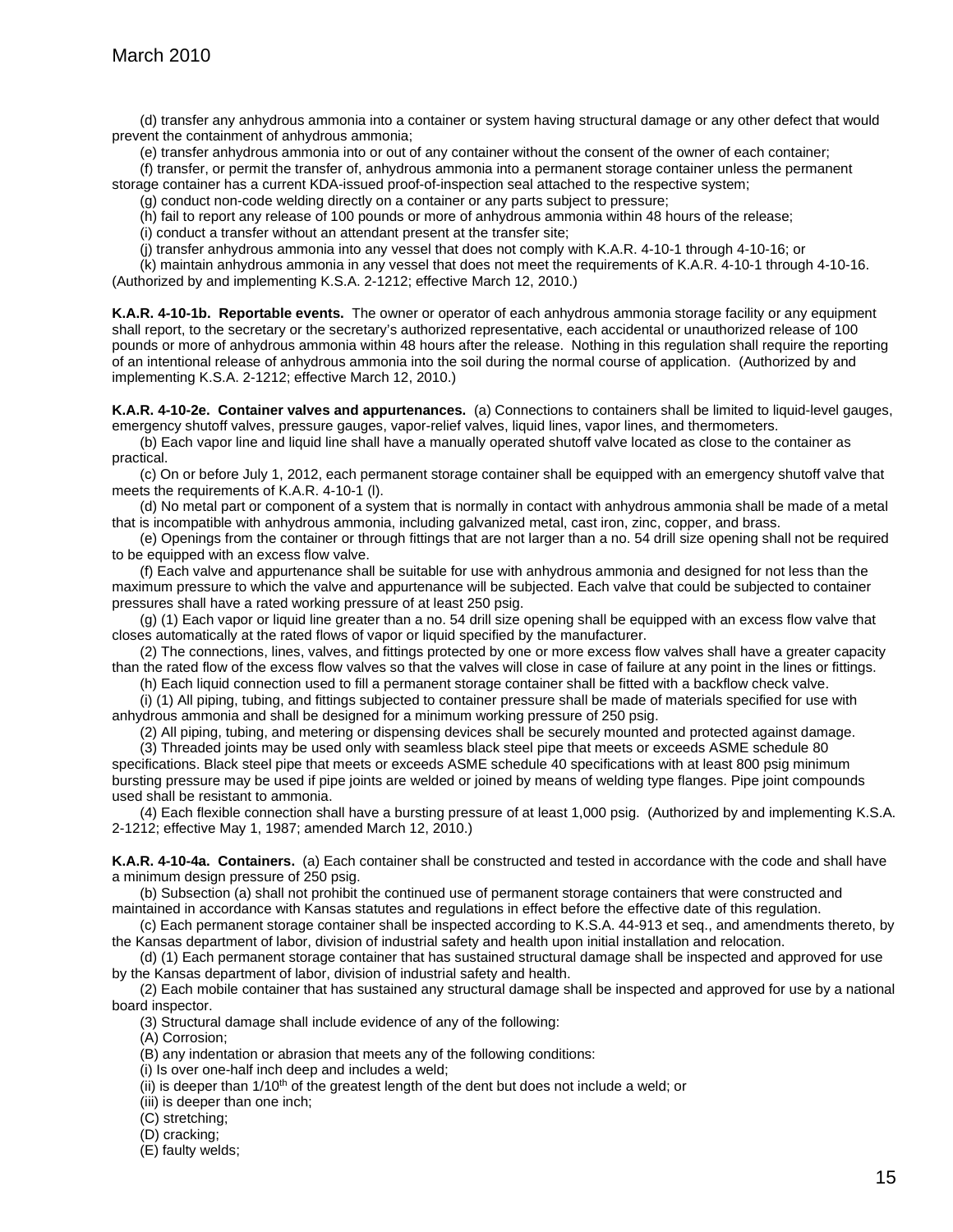(d) transfer any anhydrous ammonia into a container or system having structural damage or any other defect that would prevent the containment of anhydrous ammonia;

(e) transfer anhydrous ammonia into or out of any container without the consent of the owner of each container;

(f) transfer, or permit the transfer of, anhydrous ammonia into a permanent storage container unless the permanent storage container has a current KDA-issued proof-of-inspection seal attached to the respective system;

(g) conduct non-code welding directly on a container or any parts subject to pressure;

(h) fail to report any release of 100 pounds or more of anhydrous ammonia within 48 hours of the release;

(i) conduct a transfer without an attendant present at the transfer site;

(j) transfer anhydrous ammonia into any vessel that does not comply with K.A.R. 4-10-1 through 4-10-16; or

(k) maintain anhydrous ammonia in any vessel that does not meet the requirements of K.A.R. 4-10-1 through 4-10-16. (Authorized by and implementing K.S.A. 2-1212; effective March 12, 2010.)

**K.A.R. 4-10-1b. Reportable events.** The owner or operator of each anhydrous ammonia storage facility or any equipment shall report, to the secretary or the secretary's authorized representative, each accidental or unauthorized release of 100 pounds or more of anhydrous ammonia within 48 hours after the release. Nothing in this regulation shall require the reporting of an intentional release of anhydrous ammonia into the soil during the normal course of application. (Authorized by and implementing K.S.A. 2-1212; effective March 12, 2010.)

**K.A.R. 4-10-2e. Container valves and appurtenances.** (a) Connections to containers shall be limited to liquid-level gauges, emergency shutoff valves, pressure gauges, vapor-relief valves, liquid lines, vapor lines, and thermometers.

(b) Each vapor line and liquid line shall have a manually operated shutoff valve located as close to the container as practical.

(c) On or before July 1, 2012, each permanent storage container shall be equipped with an emergency shutoff valve that meets the requirements of K.A.R. 4-10-1 (l).

(d) No metal part or component of a system that is normally in contact with anhydrous ammonia shall be made of a metal that is incompatible with anhydrous ammonia, including galvanized metal, cast iron, zinc, copper, and brass.

(e) Openings from the container or through fittings that are not larger than a no. 54 drill size opening shall not be required to be equipped with an excess flow valve.

(f) Each valve and appurtenance shall be suitable for use with anhydrous ammonia and designed for not less than the maximum pressure to which the valve and appurtenance will be subjected. Each valve that could be subjected to container pressures shall have a rated working pressure of at least 250 psig.

(g) (1) Each vapor or liquid line greater than a no. 54 drill size opening shall be equipped with an excess flow valve that closes automatically at the rated flows of vapor or liquid specified by the manufacturer.

(2) The connections, lines, valves, and fittings protected by one or more excess flow valves shall have a greater capacity than the rated flow of the excess flow valves so that the valves will close in case of failure at any point in the lines or fittings.

(h) Each liquid connection used to fill a permanent storage container shall be fitted with a backflow check valve.

(i) (1) All piping, tubing, and fittings subjected to container pressure shall be made of materials specified for use with anhydrous ammonia and shall be designed for a minimum working pressure of 250 psig.

(2) All piping, tubing, and metering or dispensing devices shall be securely mounted and protected against damage.

(3) Threaded joints may be used only with seamless black steel pipe that meets or exceeds ASME schedule 80 specifications. Black steel pipe that meets or exceeds ASME schedule 40 specifications with at least 800 psig minimum bursting pressure may be used if pipe joints are welded or joined by means of welding type flanges. Pipe joint compounds used shall be resistant to ammonia.

(4) Each flexible connection shall have a bursting pressure of at least 1,000 psig. (Authorized by and implementing K.S.A. 2-1212; effective May 1, 1987; amended March 12, 2010.)

**K.A.R. 4-10-4a. Containers.** (a) Each container shall be constructed and tested in accordance with the code and shall have a minimum design pressure of 250 psig.

(b) Subsection (a) shall not prohibit the continued use of permanent storage containers that were constructed and maintained in accordance with Kansas statutes and regulations in effect before the effective date of this regulation.

(c) Each permanent storage container shall be inspected according to K.S.A. 44-913 et seq., and amendments thereto, by the Kansas department of labor, division of industrial safety and health upon initial installation and relocation.

(d) (1) Each permanent storage container that has sustained structural damage shall be inspected and approved for use by the Kansas department of labor, division of industrial safety and health.

(2) Each mobile container that has sustained any structural damage shall be inspected and approved for use by a national board inspector.

(3) Structural damage shall include evidence of any of the following:

(A) Corrosion;

(B) any indentation or abrasion that meets any of the following conditions:

(i) Is over one-half inch deep and includes a weld;

(ii) is deeper than 1/10th of the greatest length of the dent but does not include a weld; or

(iii) is deeper than one inch;

(C) stretching;

(D) cracking;

(E) faulty welds;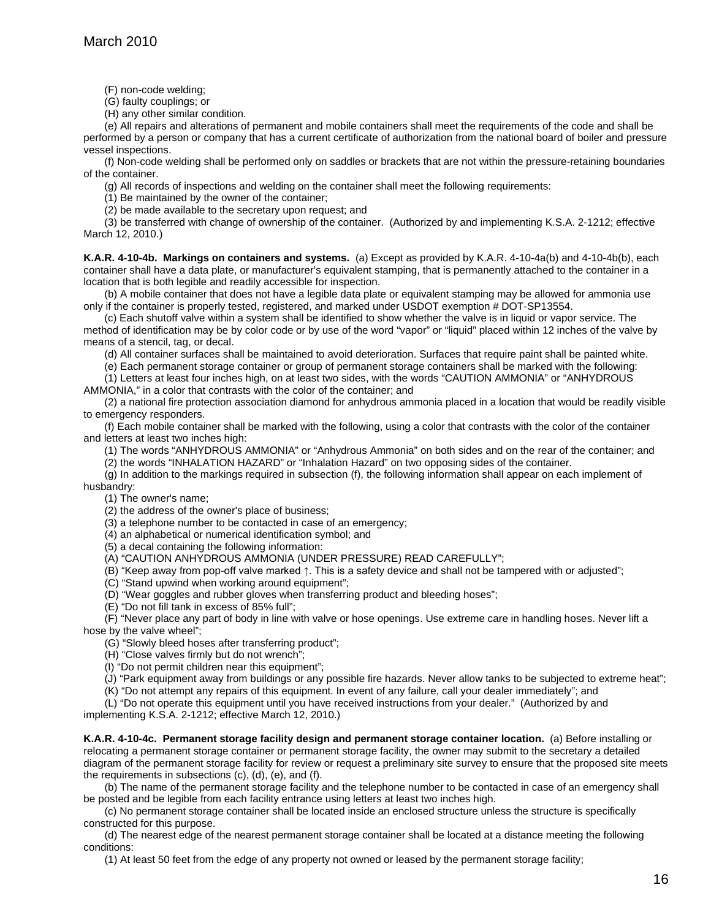(F) non-code welding;

(G) faulty couplings; or

(H) any other similar condition.

(e) All repairs and alterations of permanent and mobile containers shall meet the requirements of the code and shall be performed by a person or company that has a current certificate of authorization from the national board of boiler and pressure vessel inspections.

(f) Non-code welding shall be performed only on saddles or brackets that are not within the pressure-retaining boundaries of the container.

(g) All records of inspections and welding on the container shall meet the following requirements:

(1) Be maintained by the owner of the container;

(2) be made available to the secretary upon request; and

(3) be transferred with change of ownership of the container. (Authorized by and implementing K.S.A. 2-1212; effective March 12, 2010.)

**K.A.R. 4-10-4b. Markings on containers and systems.** (a) Except as provided by K.A.R. 4-10-4a(b) and 4-10-4b(b), each container shall have a data plate, or manufacturer's equivalent stamping, that is permanently attached to the container in a location that is both legible and readily accessible for inspection.

(b) A mobile container that does not have a legible data plate or equivalent stamping may be allowed for ammonia use only if the container is properly tested, registered, and marked under USDOT exemption # DOT-SP13554.

(c) Each shutoff valve within a system shall be identified to show whether the valve is in liquid or vapor service. The method of identification may be by color code or by use of the word "vapor" or "liquid" placed within 12 inches of the valve by means of a stencil, tag, or decal.

(d) All container surfaces shall be maintained to avoid deterioration. Surfaces that require paint shall be painted white.

(e) Each permanent storage container or group of permanent storage containers shall be marked with the following:

(1) Letters at least four inches high, on at least two sides, with the words "CAUTION AMMONIA" or "ANHYDROUS AMMONIA," in a color that contrasts with the color of the container; and

(2) a national fire protection association diamond for anhydrous ammonia placed in a location that would be readily visible to emergency responders.

(f) Each mobile container shall be marked with the following, using a color that contrasts with the color of the container and letters at least two inches high:

(1) The words "ANHYDROUS AMMONIA" or "Anhydrous Ammonia" on both sides and on the rear of the container; and

(2) the words "INHALATION HAZARD" or "Inhalation Hazard" on two opposing sides of the container.

(g) In addition to the markings required in subsection (f), the following information shall appear on each implement of husbandry:

(1) The owner's name;

(2) the address of the owner's place of business;

(3) a telephone number to be contacted in case of an emergency;

(4) an alphabetical or numerical identification symbol; and

(5) a decal containing the following information:

(A) "CAUTION ANHYDROUS AMMONIA (UNDER PRESSURE) READ CAREFULLY";

(B) "Keep away from pop-off valve marked ↑. This is a safety device and shall not be tampered with or adjusted";

(C) "Stand upwind when working around equipment";

(D) "Wear goggles and rubber gloves when transferring product and bleeding hoses";

(E) "Do not fill tank in excess of 85% full";

(F) "Never place any part of body in line with valve or hose openings. Use extreme care in handling hoses. Never lift a hose by the valve wheel";

(G) "Slowly bleed hoses after transferring product";

(H) "Close valves firmly but do not wrench";

(I) "Do not permit children near this equipment";

(J) "Park equipment away from buildings or any possible fire hazards. Never allow tanks to be subjected to extreme heat";

(K) "Do not attempt any repairs of this equipment. In event of any failure, call your dealer immediately"; and

(L) "Do not operate this equipment until you have received instructions from your dealer." (Authorized by and implementing K.S.A. 2-1212; effective March 12, 2010.)

**K.A.R. 4-10-4c. Permanent storage facility design and permanent storage container location.** (a) Before installing or relocating a permanent storage container or permanent storage facility, the owner may submit to the secretary a detailed diagram of the permanent storage facility for review or request a preliminary site survey to ensure that the proposed site meets the requirements in subsections (c), (d), (e), and (f).

(b) The name of the permanent storage facility and the telephone number to be contacted in case of an emergency shall be posted and be legible from each facility entrance using letters at least two inches high.

(c) No permanent storage container shall be located inside an enclosed structure unless the structure is specifically constructed for this purpose.

(d) The nearest edge of the nearest permanent storage container shall be located at a distance meeting the following conditions:

(1) At least 50 feet from the edge of any property not owned or leased by the permanent storage facility;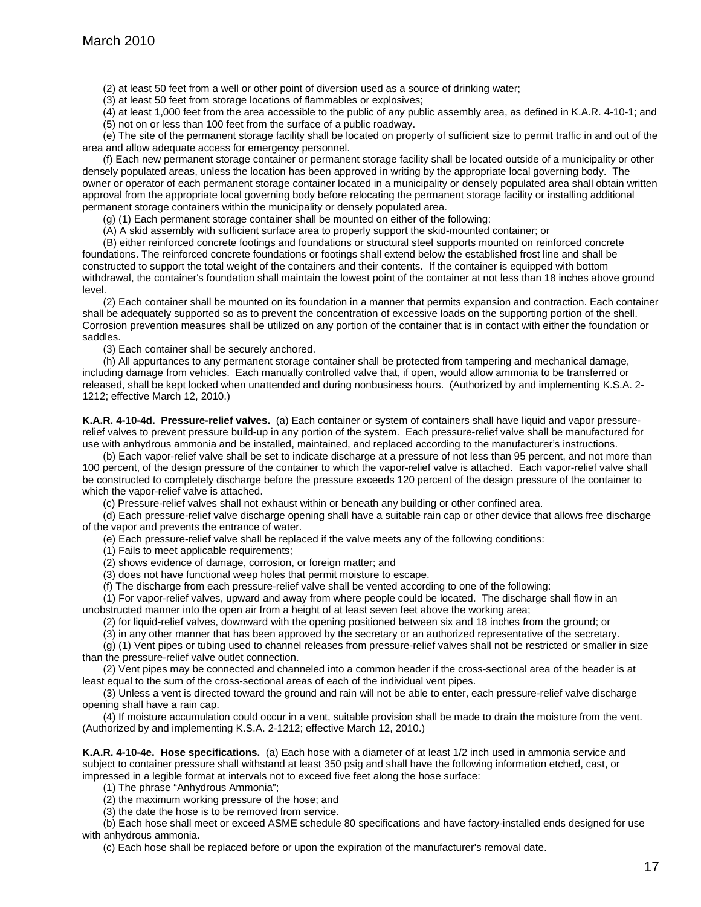(2) at least 50 feet from a well or other point of diversion used as a source of drinking water;

(3) at least 50 feet from storage locations of flammables or explosives;

(4) at least 1,000 feet from the area accessible to the public of any public assembly area, as defined in K.A.R. 4-10-1; and

(5) not on or less than 100 feet from the surface of a public roadway.

(e) The site of the permanent storage facility shall be located on property of sufficient size to permit traffic in and out of the area and allow adequate access for emergency personnel.

(f) Each new permanent storage container or permanent storage facility shall be located outside of a municipality or other densely populated areas, unless the location has been approved in writing by the appropriate local governing body. The owner or operator of each permanent storage container located in a municipality or densely populated area shall obtain written approval from the appropriate local governing body before relocating the permanent storage facility or installing additional permanent storage containers within the municipality or densely populated area.

(g) (1) Each permanent storage container shall be mounted on either of the following:

(A) A skid assembly with sufficient surface area to properly support the skid-mounted container; or

(B) either reinforced concrete footings and foundations or structural steel supports mounted on reinforced concrete foundations. The reinforced concrete foundations or footings shall extend below the established frost line and shall be constructed to support the total weight of the containers and their contents. If the container is equipped with bottom withdrawal, the container's foundation shall maintain the lowest point of the container at not less than 18 inches above ground level.

(2) Each container shall be mounted on its foundation in a manner that permits expansion and contraction. Each container shall be adequately supported so as to prevent the concentration of excessive loads on the supporting portion of the shell. Corrosion prevention measures shall be utilized on any portion of the container that is in contact with either the foundation or saddles.

(3) Each container shall be securely anchored.

(h) All appurtances to any permanent storage container shall be protected from tampering and mechanical damage, including damage from vehicles. Each manually controlled valve that, if open, would allow ammonia to be transferred or released, shall be kept locked when unattended and during nonbusiness hours. (Authorized by and implementing K.S.A. 2-1212; effective March 12, 2010.)

**K.A.R. 4-10-4d. Pressure-relief valves.** (a) Each container or system of containers shall have liquid and vapor pressure-relief valves to prevent pressure build-up in any portion of the system. Each pressure-relief valve shall be manufactured for use with anhydrous ammonia and be installed, maintained, and replaced according to the manufacturer's instructions.

(b) Each vapor-relief valve shall be set to indicate discharge at a pressure of not less than 95 percent, and not more than 100 percent, of the design pressure of the container to which the vapor-relief valve is attached. Each vapor-relief valve shall be constructed to completely discharge before the pressure exceeds 120 percent of the design pressure of the container to which the vapor-relief valve is attached.

(c) Pressure-relief valves shall not exhaust within or beneath any building or other confined area.

(d) Each pressure-relief valve discharge opening shall have a suitable rain cap or other device that allows free discharge of the vapor and prevents the entrance of water.

(e) Each pressure-relief valve shall be replaced if the valve meets any of the following conditions:

(1) Fails to meet applicable requirements;

(2) shows evidence of damage, corrosion, or foreign matter; and

(3) does not have functional weep holes that permit moisture to escape.

(f) The discharge from each pressure-relief valve shall be vented according to one of the following:

(1) For vapor-relief valves, upward and away from where people could be located. The discharge shall flow in an unobstructed manner into the open air from a height of at least seven feet above the working area;

(2) for liquid-relief valves, downward with the opening positioned between six and 18 inches from the ground; or

(3) in any other manner that has been approved by the secretary or an authorized representative of the secretary.

(g) (1) Vent pipes or tubing used to channel releases from pressure-relief valves shall not be restricted or smaller in size than the pressure-relief valve outlet connection.

(2) Vent pipes may be connected and channeled into a common header if the cross-sectional area of the header is at least equal to the sum of the cross-sectional areas of each of the individual vent pipes.

(3) Unless a vent is directed toward the ground and rain will not be able to enter, each pressure-relief valve discharge opening shall have a rain cap.

(4) If moisture accumulation could occur in a vent, suitable provision shall be made to drain the moisture from the vent. (Authorized by and implementing K.S.A. 2-1212; effective March 12, 2010.)

**K.A.R. 4-10-4e. Hose specifications.** (a) Each hose with a diameter of at least 1/2 inch used in ammonia service and subject to container pressure shall withstand at least 350 psig and shall have the following information etched, cast, or impressed in a legible format at intervals not to exceed five feet along the hose surface:

(1) The phrase "Anhydrous Ammonia";

(2) the maximum working pressure of the hose; and

(3) the date the hose is to be removed from service.

(b) Each hose shall meet or exceed ASME schedule 80 specifications and have factory-installed ends designed for use with anhydrous ammonia.

(c) Each hose shall be replaced before or upon the expiration of the manufacturer's removal date.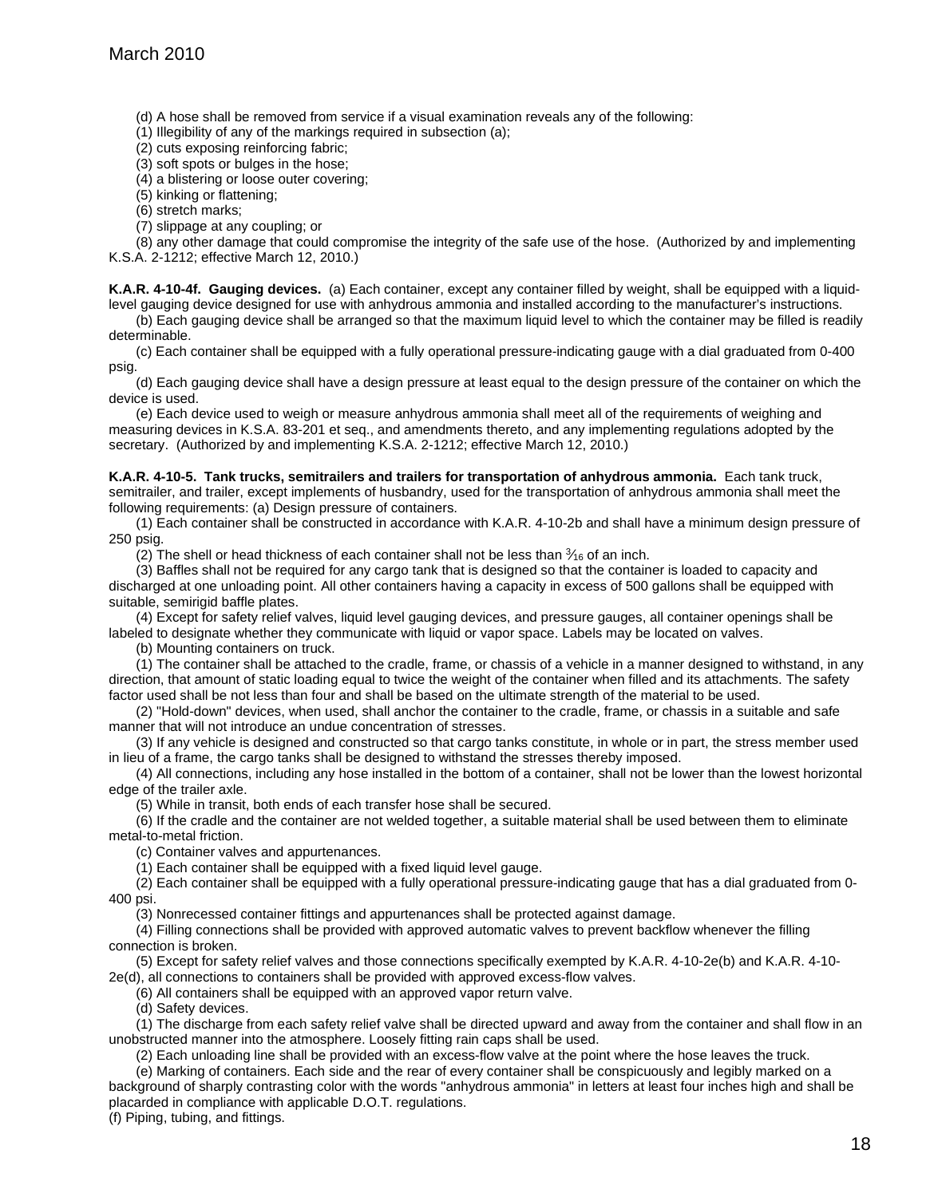(d) A hose shall be removed from service if a visual examination reveals any of the following:

(1) Illegibility of any of the markings required in subsection (a);

(2) cuts exposing reinforcing fabric;

(3) soft spots or bulges in the hose;

(4) a blistering or loose outer covering;

(5) kinking or flattening;

(6) stretch marks;

(7) slippage at any coupling; or

(8) any other damage that could compromise the integrity of the safe use of the hose. (Authorized by and implementing K.S.A. 2-1212; effective March 12, 2010.)

**K.A.R. 4-10-4f. Gauging devices.** (a) Each container, except any container filled by weight, shall be equipped with a liquid-level gauging device designed for use with anhydrous ammonia and installed according to the manufacturer's instructions.

(b) Each gauging device shall be arranged so that the maximum liquid level to which the container may be filled is readily determinable.

(c) Each container shall be equipped with a fully operational pressure-indicating gauge with a dial graduated from 0-400 psig.

(d) Each gauging device shall have a design pressure at least equal to the design pressure of the container on which the device is used.

(e) Each device used to weigh or measure anhydrous ammonia shall meet all of the requirements of weighing and measuring devices in K.S.A. 83-201 et seq., and amendments thereto, and any implementing regulations adopted by the secretary. (Authorized by and implementing K.S.A. 2-1212; effective March 12, 2010.)

**K.A.R. 4-10-5. Tank trucks, semitrailers and trailers for transportation of anhydrous ammonia.** Each tank truck, semitrailer, and trailer, except implements of husbandry, used for the transportation of anhydrous ammonia shall meet the following requirements: (a) Design pressure of containers.

(1) Each container shall be constructed in accordance with K.A.R. 4-10-2b and shall have a minimum design pressure of 250 psig.

(2) The shell or head thickness of each container shall not be less than $\frac{3}{16}$ of an inch.

(3) Baffles shall not be required for any cargo tank that is designed so that the container is loaded to capacity and discharged at one unloading point. All other containers having a capacity in excess of 500 gallons shall be equipped with suitable, semirigid baffle plates.

(4) Except for safety relief valves, liquid level gauging devices, and pressure gauges, all container openings shall be labeled to designate whether they communicate with liquid or vapor space. Labels may be located on valves.

(b) Mounting containers on truck.

(1) The container shall be attached to the cradle, frame, or chassis of a vehicle in a manner designed to withstand, in any direction, that amount of static loading equal to twice the weight of the container when filled and its attachments. The safety factor used shall be not less than four and shall be based on the ultimate strength of the material to be used.

(2) "Hold-down" devices, when used, shall anchor the container to the cradle, frame, or chassis in a suitable and safe manner that will not introduce an undue concentration of stresses.

(3) If any vehicle is designed and constructed so that cargo tanks constitute, in whole or in part, the stress member used in lieu of a frame, the cargo tanks shall be designed to withstand the stresses thereby imposed.

(4) All connections, including any hose installed in the bottom of a container, shall not be lower than the lowest horizontal edge of the trailer axle.

(5) While in transit, both ends of each transfer hose shall be secured.

(6) If the cradle and the container are not welded together, a suitable material shall be used between them to eliminate metal-to-metal friction.

(c) Container valves and appurtenances.

(1) Each container shall be equipped with a fixed liquid level gauge.

(2) Each container shall be equipped with a fully operational pressure-indicating gauge that has a dial graduated from 0-400 psi.

(3) Nonrecessed container fittings and appurtenances shall be protected against damage.

(4) Filling connections shall be provided with approved automatic valves to prevent backflow whenever the filling connection is broken.

(5) Except for safety relief valves and those connections specifically exempted by K.A.R. 4-10-2e(b) and K.A.R. 4-10-2e(d), all connections to containers shall be provided with approved excess-flow valves.

(6) All containers shall be equipped with an approved vapor return valve.

(d) Safety devices.

(1) The discharge from each safety relief valve shall be directed upward and away from the container and shall flow in an unobstructed manner into the atmosphere. Loosely fitting rain caps shall be used.

(2) Each unloading line shall be provided with an excess-flow valve at the point where the hose leaves the truck.

(e) Marking of containers. Each side and the rear of every container shall be conspicuously and legibly marked on a background of sharply contrasting color with the words "anhydrous ammonia" in letters at least four inches high and shall be placarded in compliance with applicable D.O.T. regulations.

(f) Piping, tubing, and fittings.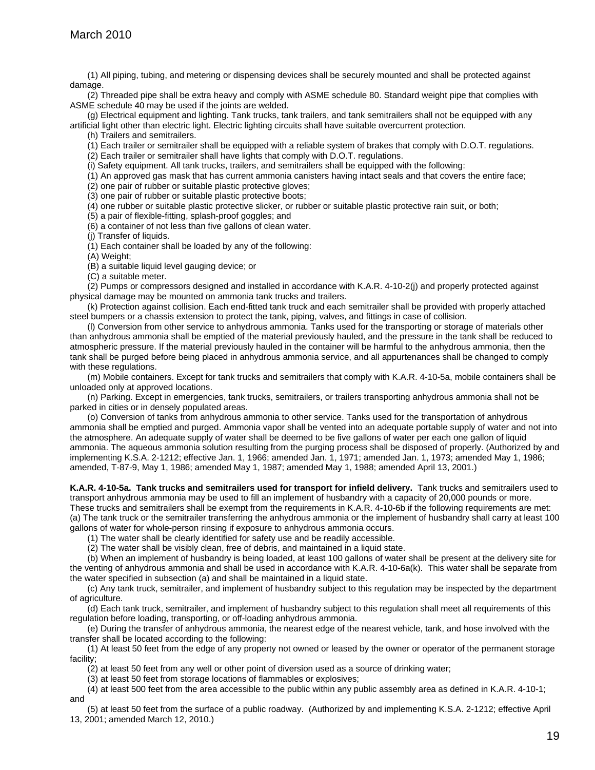(1) All piping, tubing, and metering or dispensing devices shall be securely mounted and shall be protected against damage.

(2) Threaded pipe shall be extra heavy and comply with ASME schedule 80. Standard weight pipe that complies with ASME schedule 40 may be used if the joints are welded.

(g) Electrical equipment and lighting. Tank trucks, tank trailers, and tank semitrailers shall not be equipped with any artificial light other than electric light. Electric lighting circuits shall have suitable overcurrent protection.

(h) Trailers and semitrailers.

(1) Each trailer or semitrailer shall be equipped with a reliable system of brakes that comply with D.O.T. regulations.

(2) Each trailer or semitrailer shall have lights that comply with D.O.T. regulations.

(i) Safety equipment. All tank trucks, trailers, and semitrailers shall be equipped with the following:

(1) An approved gas mask that has current ammonia canisters having intact seals and that covers the entire face;

(2) one pair of rubber or suitable plastic protective gloves;

(3) one pair of rubber or suitable plastic protective boots;

(4) one rubber or suitable plastic protective slicker, or rubber or suitable plastic protective rain suit, or both;

(5) a pair of flexible-fitting, splash-proof goggles; and

(6) a container of not less than five gallons of clean water.

(j) Transfer of liquids.

(1) Each container shall be loaded by any of the following:

(A) Weight;

(B) a suitable liquid level gauging device; or

(C) a suitable meter.

(2) Pumps or compressors designed and installed in accordance with K.A.R. 4-10-2(j) and properly protected against physical damage may be mounted on ammonia tank trucks and trailers.

(k) Protection against collision. Each end-fitted tank truck and each semitrailer shall be provided with properly attached steel bumpers or a chassis extension to protect the tank, piping, valves, and fittings in case of collision.

(l) Conversion from other service to anhydrous ammonia. Tanks used for the transporting or storage of materials other than anhydrous ammonia shall be emptied of the material previously hauled, and the pressure in the tank shall be reduced to atmospheric pressure. If the material previously hauled in the container will be harmful to the anhydrous ammonia, then the tank shall be purged before being placed in anhydrous ammonia service, and all appurtenances shall be changed to comply with these regulations.

(m) Mobile containers. Except for tank trucks and semitrailers that comply with K.A.R. 4-10-5a, mobile containers shall be unloaded only at approved locations.

(n) Parking. Except in emergencies, tank trucks, semitrailers, or trailers transporting anhydrous ammonia shall not be parked in cities or in densely populated areas.

(o) Conversion of tanks from anhydrous ammonia to other service. Tanks used for the transportation of anhydrous ammonia shall be emptied and purged. Ammonia vapor shall be vented into an adequate portable supply of water and not into the atmosphere. An adequate supply of water shall be deemed to be five gallons of water per each one gallon of liquid ammonia. The aqueous ammonia solution resulting from the purging process shall be disposed of properly. (Authorized by and implementing K.S.A. 2-1212; effective Jan. 1, 1966; amended Jan. 1, 1971; amended Jan. 1, 1973; amended May 1, 1986; amended, T-87-9, May 1, 1986; amended May 1, 1987; amended May 1, 1988; amended April 13, 2001.)

**K.A.R. 4-10-5a. Tank trucks and semitrailers used for transport for infield delivery.** Tank trucks and semitrailers used to transport anhydrous ammonia may be used to fill an implement of husbandry with a capacity of 20,000 pounds or more. These trucks and semitrailers shall be exempt from the requirements in K.A.R. 4-10-6b if the following requirements are met:
(a) The tank truck or the semitrailer transferring the anhydrous ammonia or the implement of husbandry shall carry at least 100 gallons of water for whole-person rinsing if exposure to anhydrous ammonia occurs.

(1) The water shall be clearly identified for safety use and be readily accessible.

(2) The water shall be visibly clean, free of debris, and maintained in a liquid state.

(b) When an implement of husbandry is being loaded, at least 100 gallons of water shall be present at the delivery site for the venting of anhydrous ammonia and shall be used in accordance with K.A.R. 4-10-6a(k). This water shall be separate from the water specified in subsection (a) and shall be maintained in a liquid state.

(c) Any tank truck, semitrailer, and implement of husbandry subject to this regulation may be inspected by the department of agriculture.

(d) Each tank truck, semitrailer, and implement of husbandry subject to this regulation shall meet all requirements of this regulation before loading, transporting, or off-loading anhydrous ammonia.

(e) During the transfer of anhydrous ammonia, the nearest edge of the nearest vehicle, tank, and hose involved with the transfer shall be located according to the following:

(1) At least 50 feet from the edge of any property not owned or leased by the owner or operator of the permanent storage facility;

(2) at least 50 feet from any well or other point of diversion used as a source of drinking water;

(3) at least 50 feet from storage locations of flammables or explosives;

(4) at least 500 feet from the area accessible to the public within any public assembly area as defined in K.A.R. 4-10-1; and

(5) at least 50 feet from the surface of a public roadway. (Authorized by and implementing K.S.A. 2-1212; effective April 13, 2001; amended March 12, 2010.)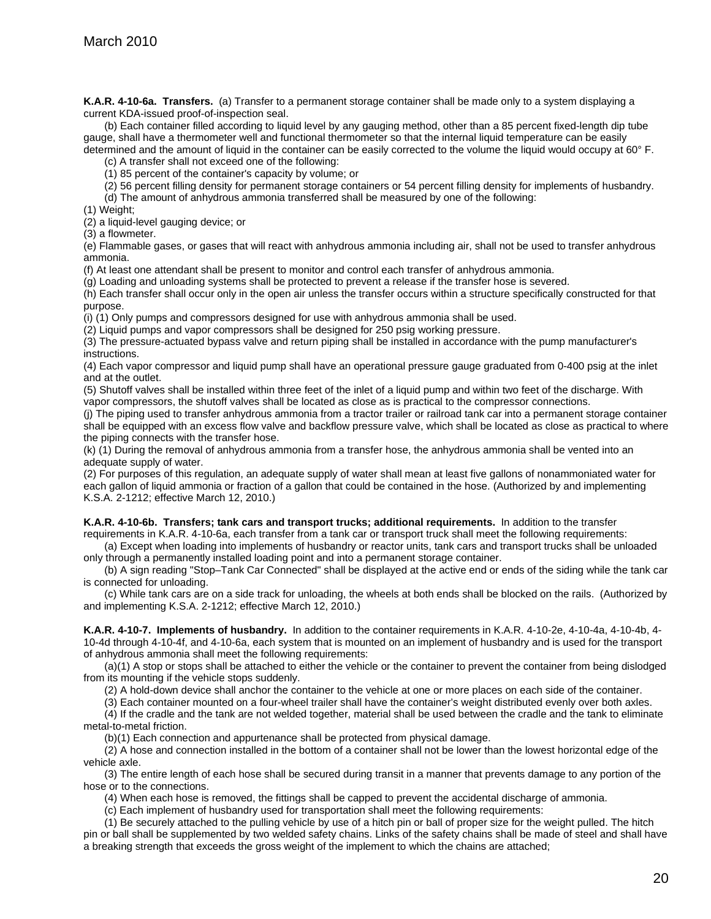**K.A.R. 4-10-6a. Transfers.** (a) Transfer to a permanent storage container shall be made only to a system displaying a current KDA-issued proof-of-inspection seal.

(b) Each container filled according to liquid level by any gauging method, other than a 85 percent fixed-length dip tube gauge, shall have a thermometer well and functional thermometer so that the internal liquid temperature can be easily determined and the amount of liquid in the container can be easily corrected to the volume the liquid would occupy at 60° F.

(c) A transfer shall not exceed one of the following:

(1) 85 percent of the container's capacity by volume; or

(2) 56 percent filling density for permanent storage containers or 54 percent filling density for implements of husbandry.

(d) The amount of anhydrous ammonia transferred shall be measured by one of the following:

(1) Weight;

(2) a liquid-level gauging device; or

(3) a flowmeter.

(e) Flammable gases, or gases that will react with anhydrous ammonia including air, shall not be used to transfer anhydrous ammonia.

(f) At least one attendant shall be present to monitor and control each transfer of anhydrous ammonia.

(g) Loading and unloading systems shall be protected to prevent a release if the transfer hose is severed.

(h) Each transfer shall occur only in the open air unless the transfer occurs within a structure specifically constructed for that purpose.

(i) (1) Only pumps and compressors designed for use with anhydrous ammonia shall be used.

(2) Liquid pumps and vapor compressors shall be designed for 250 psig working pressure.

(3) The pressure-actuated bypass valve and return piping shall be installed in accordance with the pump manufacturer's instructions.

(4) Each vapor compressor and liquid pump shall have an operational pressure gauge graduated from 0-400 psig at the inlet and at the outlet.

(5) Shutoff valves shall be installed within three feet of the inlet of a liquid pump and within two feet of the discharge. With vapor compressors, the shutoff valves shall be located as close as is practical to the compressor connections.

(j) The piping used to transfer anhydrous ammonia from a tractor trailer or railroad tank car into a permanent storage container shall be equipped with an excess flow valve and backflow pressure valve, which shall be located as close as practical to where the piping connects with the transfer hose.

(k) (1) During the removal of anhydrous ammonia from a transfer hose, the anhydrous ammonia shall be vented into an adequate supply of water.

(2) For purposes of this regulation, an adequate supply of water shall mean at least five gallons of nonammoniated water for each gallon of liquid ammonia or fraction of a gallon that could be contained in the hose. (Authorized by and implementing K.S.A. 2-1212; effective March 12, 2010.)

**K.A.R. 4-10-6b. Transfers; tank cars and transport trucks; additional requirements.** In addition to the transfer requirements in K.A.R. 4-10-6a, each transfer from a tank car or transport truck shall meet the following requirements:

(a) Except when loading into implements of husbandry or reactor units, tank cars and transport trucks shall be unloaded only through a permanently installed loading point and into a permanent storage container.

(b) A sign reading "Stop–Tank Car Connected" shall be displayed at the active end or ends of the siding while the tank car is connected for unloading.

(c) While tank cars are on a side track for unloading, the wheels at both ends shall be blocked on the rails. (Authorized by and implementing K.S.A. 2-1212; effective March 12, 2010.)

**K.A.R. 4-10-7. Implements of husbandry.** In addition to the container requirements in K.A.R. 4-10-2e, 4-10-4a, 4-10-4b, 4-10-4d through 4-10-4f, and 4-10-6a, each system that is mounted on an implement of husbandry and is used for the transport of anhydrous ammonia shall meet the following requirements:

(a)(1) A stop or stops shall be attached to either the vehicle or the container to prevent the container from being dislodged from its mounting if the vehicle stops suddenly.

(2) A hold-down device shall anchor the container to the vehicle at one or more places on each side of the container.

(3) Each container mounted on a four-wheel trailer shall have the container's weight distributed evenly over both axles.

(4) If the cradle and the tank are not welded together, material shall be used between the cradle and the tank to eliminate metal-to-metal friction.

(b)(1) Each connection and appurtenance shall be protected from physical damage.

(2) A hose and connection installed in the bottom of a container shall not be lower than the lowest horizontal edge of the vehicle axle.

(3) The entire length of each hose shall be secured during transit in a manner that prevents damage to any portion of the hose or to the connections.

(4) When each hose is removed, the fittings shall be capped to prevent the accidental discharge of ammonia.

(c) Each implement of husbandry used for transportation shall meet the following requirements:

(1) Be securely attached to the pulling vehicle by use of a hitch pin or ball of proper size for the weight pulled. The hitch pin or ball shall be supplemented by two welded safety chains. Links of the safety chains shall be made of steel and shall have a breaking strength that exceeds the gross weight of the implement to which the chains are attached;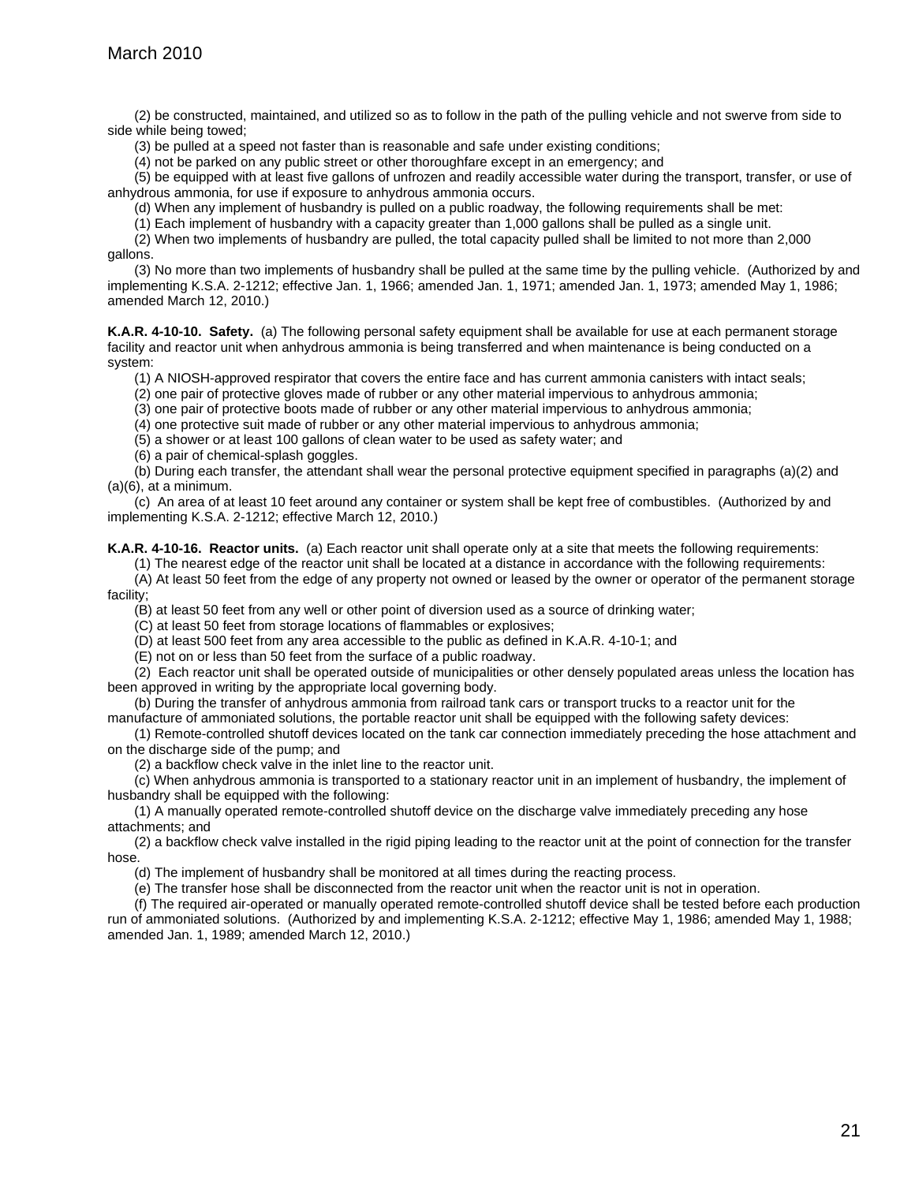(2) be constructed, maintained, and utilized so as to follow in the path of the pulling vehicle and not swerve from side to side while being towed;

(3) be pulled at a speed not faster than is reasonable and safe under existing conditions;

(4) not be parked on any public street or other thoroughfare except in an emergency; and

(5) be equipped with at least five gallons of unfrozen and readily accessible water during the transport, transfer, or use of anhydrous ammonia, for use if exposure to anhydrous ammonia occurs.

(d) When any implement of husbandry is pulled on a public roadway, the following requirements shall be met:

(1) Each implement of husbandry with a capacity greater than 1,000 gallons shall be pulled as a single unit.

(2) When two implements of husbandry are pulled, the total capacity pulled shall be limited to not more than 2,000 gallons.

(3) No more than two implements of husbandry shall be pulled at the same time by the pulling vehicle. (Authorized by and implementing K.S.A. 2-1212; effective Jan. 1, 1966; amended Jan. 1, 1971; amended Jan. 1, 1973; amended May 1, 1986; amended March 12, 2010.)

**K.A.R. 4-10-10. Safety.** (a) The following personal safety equipment shall be available for use at each permanent storage facility and reactor unit when anhydrous ammonia is being transferred and when maintenance is being conducted on a system:

(1) A NIOSH-approved respirator that covers the entire face and has current ammonia canisters with intact seals;

(2) one pair of protective gloves made of rubber or any other material impervious to anhydrous ammonia;

(3) one pair of protective boots made of rubber or any other material impervious to anhydrous ammonia;

(4) one protective suit made of rubber or any other material impervious to anhydrous ammonia;

(5) a shower or at least 100 gallons of clean water to be used as safety water; and

(6) a pair of chemical-splash goggles.

(b) During each transfer, the attendant shall wear the personal protective equipment specified in paragraphs (a)(2) and (a)(6), at a minimum.

(c) An area of at least 10 feet around any container or system shall be kept free of combustibles. (Authorized by and implementing K.S.A. 2-1212; effective March 12, 2010.)

**K.A.R. 4-10-16. Reactor units.** (a) Each reactor unit shall operate only at a site that meets the following requirements:

(1) The nearest edge of the reactor unit shall be located at a distance in accordance with the following requirements:

(A) At least 50 feet from the edge of any property not owned or leased by the owner or operator of the permanent storage facility;

(B) at least 50 feet from any well or other point of diversion used as a source of drinking water;

(C) at least 50 feet from storage locations of flammables or explosives;

(D) at least 500 feet from any area accessible to the public as defined in K.A.R. 4-10-1; and

(E) not on or less than 50 feet from the surface of a public roadway.

(2) Each reactor unit shall be operated outside of municipalities or other densely populated areas unless the location has been approved in writing by the appropriate local governing body.

(b) During the transfer of anhydrous ammonia from railroad tank cars or transport trucks to a reactor unit for the manufacture of ammoniated solutions, the portable reactor unit shall be equipped with the following safety devices:

(1) Remote-controlled shutoff devices located on the tank car connection immediately preceding the hose attachment and on the discharge side of the pump; and

(2) a backflow check valve in the inlet line to the reactor unit.

(c) When anhydrous ammonia is transported to a stationary reactor unit in an implement of husbandry, the implement of husbandry shall be equipped with the following:

(1) A manually operated remote-controlled shutoff device on the discharge valve immediately preceding any hose attachments; and

(2) a backflow check valve installed in the rigid piping leading to the reactor unit at the point of connection for the transfer hose.

(d) The implement of husbandry shall be monitored at all times during the reacting process.

(e) The transfer hose shall be disconnected from the reactor unit when the reactor unit is not in operation.

(f) The required air-operated or manually operated remote-controlled shutoff device shall be tested before each production run of ammoniated solutions. (Authorized by and implementing K.S.A. 2-1212; effective May 1, 1986; amended May 1, 1988; amended Jan. 1, 1989; amended March 12, 2010.)